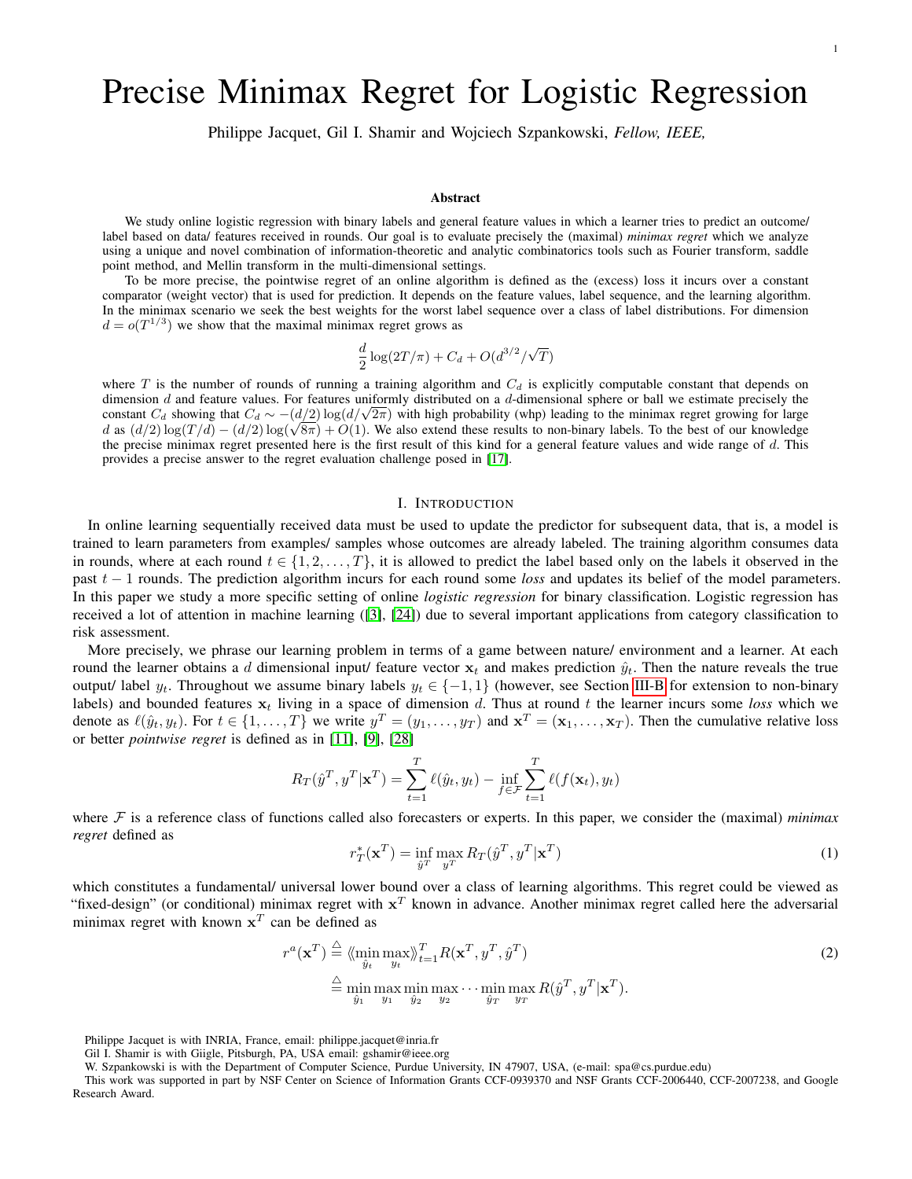# Precise Minimax Regret for Logistic Regression

Philippe Jacquet, Gil I. Shamir and Wojciech Szpankowski, *Fellow, IEEE,*

### Abstract

We study online logistic regression with binary labels and general feature values in which a learner tries to predict an outcome/ label based on data/ features received in rounds. Our goal is to evaluate precisely the (maximal) *minimax regret* which we analyze using a unique and novel combination of information-theoretic and analytic combinatorics tools such as Fourier transform, saddle point method, and Mellin transform in the multi-dimensional settings.

To be more precise, the pointwise regret of an online algorithm is defined as the (excess) loss it incurs over a constant comparator (weight vector) that is used for prediction. It depends on the feature values, label sequence, and the learning algorithm. In the minimax scenario we seek the best weights for the worst label sequence over a class of label distributions. For dimension $d = o(T^{1/3})$ we show that the maximal minimax regret grows as

$$\frac{d}{2}\log(2T/\pi) + C_d + O(d^{3/2}/\sqrt{T})$$

where $T$ is the number of rounds of running a training algorithm and $C_d$ is explicitly computable constant that depends on dimension $d$ and feature values. For features uniformly distributed on a $d$-dimensional sphere or ball we estimate precisely the constant $C_d$ showing that $C_d \sim -(d/2)\log(d/\sqrt{2\pi})$ with high probability (whp) leading to the minimax regret growing for large $d$ as $(d/2)\log(T/d) - (d/2)\log(\sqrt{8\pi}) + O(1)$. We also extend these results to non-binary labels. To the best of our knowledge the precise minimax regret presented here is the first result of this kind for a general feature values and wide range of $d$. This provides a precise answer to the regret evaluation challenge posed in [17].

## I. Introduction

In online learning sequentially received data must be used to update the predictor for subsequent data, that is, a model is trained to learn parameters from examples/ samples whose outcomes are already labeled. The training algorithm consumes data in rounds, where at each round $t \in \{1, 2, \ldots, T\}$, it is allowed to predict the label based only on the labels it observed in the past $t-1$ rounds. The prediction algorithm incurs for each round some *loss* and updates its belief of the model parameters. In this paper we study a more specific setting of online *logistic regression* for binary classification. Logistic regression has received a lot of attention in machine learning ([3], [24]) due to several important applications from category classification to risk assessment.

More precisely, we phrase our learning problem in terms of a game between nature/ environment and a learner. At each round the learner obtains a $d$ dimensional input/ feature vector $\mathbf{x}_t$ and makes prediction $\hat{y}_t$. Then the nature reveals the true output/ label $y_t$. Throughout we assume binary labels $y_t \in \{-1, 1\}$ (however, see Section III-B for extension to non-binary labels) and bounded features $\mathbf{x}_t$ living in a space of dimension $d$. Thus at round $t$ the learner incurs some *loss* which we denote as $\ell(\hat{y}_t, y_t)$. For $t \in \{1, \ldots, T\}$ we write $y^T = (y_1, \ldots, y_T)$ and $\mathbf{x}^T = (\mathbf{x}_1, \ldots, \mathbf{x}_T)$. Then the cumulative relative loss or better *pointwise regret* is defined as in [11], [9], [28]

$$R_T(\hat{y}^T, y^T|\mathbf{x}^T) = \sum_{t=1}^{T} \ell(\hat{y}_t, y_t) - \inf_{f\in\mathcal{F}} \sum_{t=1}^{T} \ell(f(\mathbf{x}_t), y_t)$$

where $\mathcal{F}$ is a reference class of functions called also forecasters or experts. In this paper, we consider the (maximal) *minimax regret* defined as

$$r_T^*(\mathbf{x}^T) = \inf_{\hat{y}^T} \max_{y^T} R_T(\hat{y}^T, y^T|\mathbf{x}^T) \tag{1}$$

which constitutes a fundamental/ universal lower bound over a class of learning algorithms. This regret could be viewed as "fixed-design" (or conditional) minimax regret with $\mathbf{x}^T$ known in advance. Another minimax regret called here the adversarial minimax regret with known $\mathbf{x}^T$ can be defined as

$$\begin{aligned} r^a(\mathbf{x}^T) &\stackrel{\triangle}{=} \langle\!\langle \min_{\hat{y}_t} \max_{y_t} \rangle\!\rangle_{t=1}^{T} R(\mathbf{x}^T, y^T, \hat{y}^T) \\ &\stackrel{\triangle}{=} \min_{\hat{y}_1} \max_{y_1} \min_{\hat{y}_2} \max_{y_2} \cdots \min_{\hat{y}_T} \max_{y_T} R(\hat{y}^T, y^T|\mathbf{x}^T). \end{aligned} \tag{2}$$

Philippe Jacquet is with INRIA, France, email: philippe.jacquet@inria.fr

Gil I. Shamir is with Giigle, Pitsburgh, PA, USA email: gshamir@ieee.org

W. Szpankowski is with the Department of Computer Science, Purdue University, IN 47907, USA, (e-mail: spa@cs.purdue.edu)

This work was supported in part by NSF Center on Science of Information Grants CCF-0939370 and NSF Grants CCF-2006440, CCF-2007238, and Google Research Award.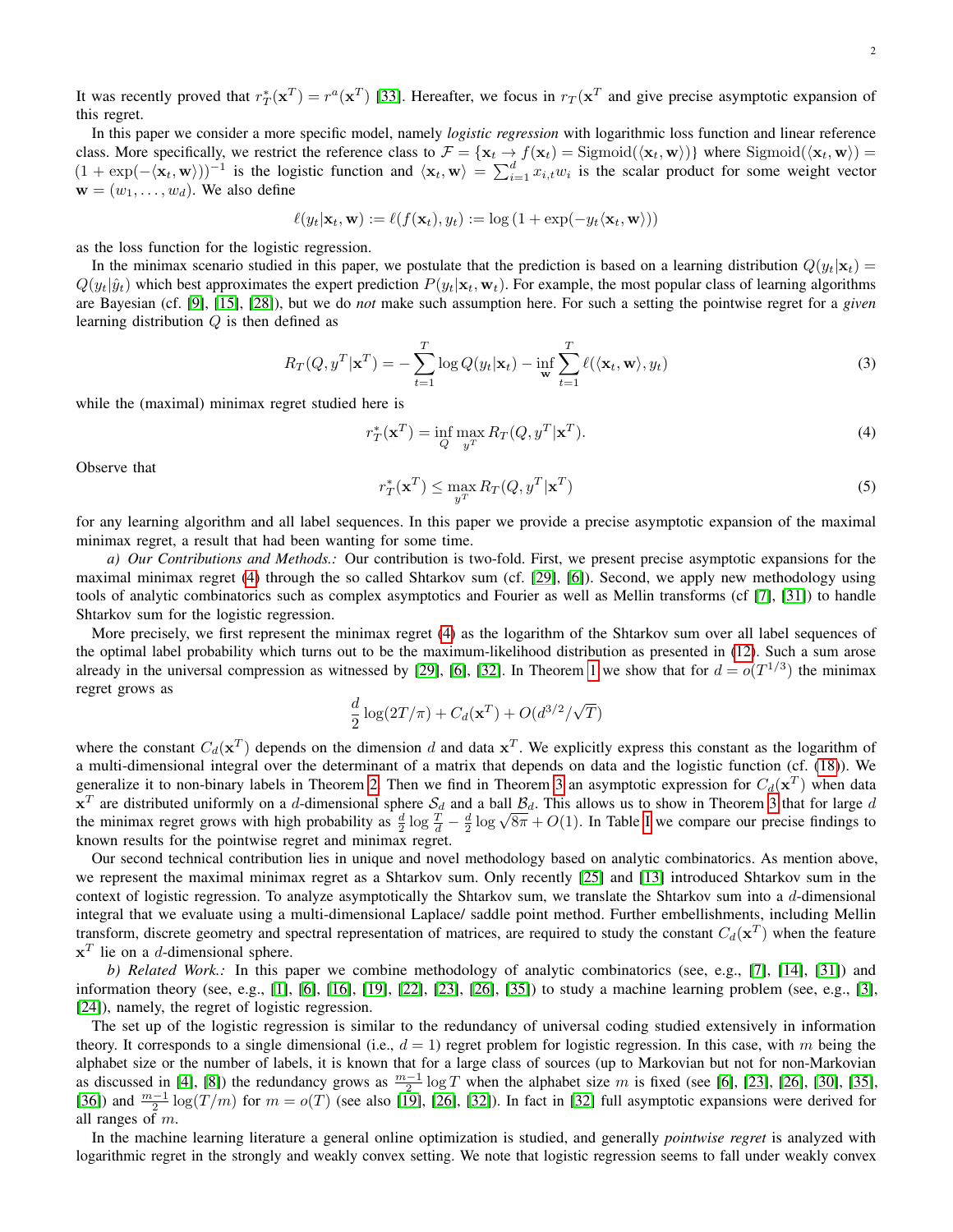It was recently proved that $r_T^*(\mathbf{x}^T) = r^a(\mathbf{x}^T)$ [33]. Hereafter, we focus in $r_T(\mathbf{x}^T$ and give precise asymptotic expansion of this regret.

In this paper we consider a more specific model, namely *logistic regression* with logarithmic loss function and linear reference class. More specifically, we restrict the reference class to $\mathcal{F} = \{\mathbf{x}_t \to f(\mathbf{x}_t) = \text{Sigmoid}(\langle \mathbf{x}_t, \mathbf{w} \rangle)\}$ where $\text{Sigmoid}(\langle \mathbf{x}_t, \mathbf{w} \rangle) = (1 + \exp(-\langle \mathbf{x}_t, \mathbf{w} \rangle))^{-1}$ is the logistic function and $\langle \mathbf{x}_t, \mathbf{w} \rangle = \sum_{i=1}^d x_{i,t} w_i$ is the scalar product for some weight vector $\mathbf{w} = (w_1, \ldots, w_d)$. We also define

$$\ell(y_t | \mathbf{x}_t, \mathbf{w}) := \ell(f(\mathbf{x}_t), y_t) := \log\left(1 + \exp(-y_t \langle \mathbf{x}_t, \mathbf{w} \rangle)\right)$$

as the loss function for the logistic regression.

In the minimax scenario studied in this paper, we postulate that the prediction is based on a learning distribution $Q(y_t | \mathbf{x}_t) = Q(y_t | \hat{y}_t)$ which best approximates the expert prediction $P(y_t | \mathbf{x}_t, \mathbf{w}_t)$. For example, the most popular class of learning algorithms are Bayesian (cf. [9], [15], [28]), but we do *not* make such assumption here. For such a setting the pointwise regret for a *given* learning distribution $Q$ is then defined as

$$R_T(Q, y^T | \mathbf{x}^T) = -\sum_{t=1}^{T} \log Q(y_t | \mathbf{x}_t) - \inf_{\mathbf{w}} \sum_{t=1}^{T} \ell(\langle \mathbf{x}_t, \mathbf{w} \rangle, y_t) \tag{3}$$

while the (maximal) minimax regret studied here is

$$r_T^*(\mathbf{x}^T) = \inf_Q \max_{y^T} R_T(Q, y^T | \mathbf{x}^T). \tag{4}$$

Observe that

$$r_T^*(\mathbf{x}^T) \le \max_{y^T} R_T(Q, y^T | \mathbf{x}^T) \tag{5}$$

for any learning algorithm and all label sequences. In this paper we provide a precise asymptotic expansion of the maximal minimax regret, a result that had been wanting for some time.

*a) Our Contributions and Methods.:* Our contribution is two-fold. First, we present precise asymptotic expansions for the maximal minimax regret (4) through the so called Shtarkov sum (cf. [29], [6]). Second, we apply new methodology using tools of analytic combinatorics such as complex asymptotics and Fourier as well as Mellin transforms (cf [7], [31]) to handle Shtarkov sum for the logistic regression.

More precisely, we first represent the minimax regret (4) as the logarithm of the Shtarkov sum over all label sequences of the optimal label probability which turns out to be the maximum-likelihood distribution as presented in (12). Such a sum arose already in the universal compression as witnessed by [29], [6], [32]. In Theorem 1 we show that for $d = o(T^{1/3})$ the minimax regret grows as

$$\frac{d}{2} \log(2T/\pi) + C_d(\mathbf{x}^T) + O(d^{3/2}/\sqrt{T})$$

where the constant $C_d(\mathbf{x}^T)$ depends on the dimension $d$ and data $\mathbf{x}^T$. We explicitly express this constant as the logarithm of a multi-dimensional integral over the determinant of a matrix that depends on data and the logistic function (cf. (18)). We generalize it to non-binary labels in Theorem 2. Then we find in Theorem 3 an asymptotic expression for $C_d(\mathbf{x}^T)$ when data $\mathbf{x}^T$ are distributed uniformly on a $d$-dimensional sphere $\mathcal{S}_d$ and a ball $\mathcal{B}_d$. This allows us to show in Theorem 3 that for large $d$ the minimax regret grows with high probability as $\frac{d}{2} \log \frac{T}{d} - \frac{d}{2} \log \sqrt{8\pi} + O(1)$. In Table I we compare our precise findings to known results for the pointwise regret and minimax regret.

Our second technical contribution lies in unique and novel methodology based on analytic combinatorics. As mention above, we represent the maximal minimax regret as a Shtarkov sum. Only recently [25] and [13] introduced Shtarkov sum in the context of logistic regression. To analyze asymptotically the Shtarkov sum, we translate the Shtarkov sum into a $d$-dimensional integral that we evaluate using a multi-dimensional Laplace/ saddle point method. Further embellishments, including Mellin transform, discrete geometry and spectral representation of matrices, are required to study the constant $C_d(\mathbf{x}^T)$ when the feature $\mathbf{x}^T$ lie on a $d$-dimensional sphere.

*b) Related Work.:* In this paper we combine methodology of analytic combinatorics (see, e.g., [7], [14], [31]) and information theory (see, e.g., [1], [6], [16], [19], [22], [23], [26], [35]) to study a machine learning problem (see, e.g., [3], [24]), namely, the regret of logistic regression.

The set up of the logistic regression is similar to the redundancy of universal coding studied extensively in information theory. It corresponds to a single dimensional (i.e., $d = 1$) regret problem for logistic regression. In this case, with $m$ being the alphabet size or the number of labels, it is known that for a large class of sources (up to Markovian but not for non-Markovian as discussed in [4], [8]) the redundancy grows as $\frac{m-1}{2} \log T$ when the alphabet size $m$ is fixed (see [6], [23], [26], [30], [35], [36]) and $\frac{m-1}{2} \log(T/m)$ for $m = o(T)$ (see also [19], [26], [32]). In fact in [32] full asymptotic expansions were derived for all ranges of $m$.

In the machine learning literature a general online optimization is studied, and generally *pointwise regret* is analyzed with logarithmic regret in the strongly and weakly convex setting. We note that logistic regression seems to fall under weakly convex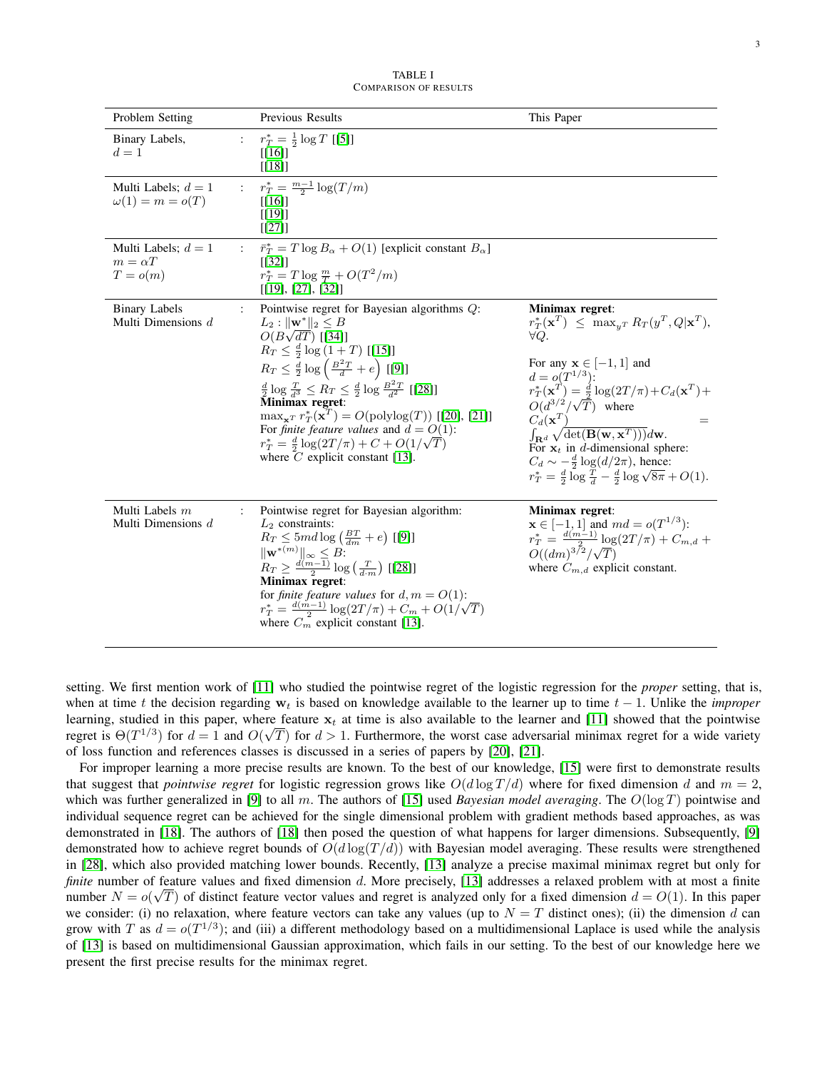TABLE I
COMPARISON OF RESULTS

| Problem Setting | | Previous Results | This Paper |
|---|---|---|---|
| Binary Labels, $d=1$ | : | $r_T^* = \frac{1}{2}\log T$ [[5]] [[16]] [[18]] | |
| Multi Labels; $d=1$ $\omega(1) = m = o(T)$ | : | $r_T^* = \frac{m-1}{2}\log(T/m)$ [[16]] [[19]] [[27]] | |
| Multi Labels; $d=1$ $m = \alpha T$ $T = o(m)$ | : | $\bar{r}_T^* = T\log B_\alpha + O(1)$ [explicit constant $B_\alpha$] [[32]] $r_T^* = T\log\frac{m}{T} + O(T^2/m)$ [[19], [27], [32]] | |
| Binary Labels Multi Dimensions $d$ | : | Pointwise regret for Bayesian algorithms $Q$: $L_2 : \|\mathbf{w}^*\|_2 \leq B$ $O(B\sqrt{dT})$ [[34]] $R_T \leq \frac{d}{2}\log(1+T)$ [[15]] $R_T \leq \frac{d}{2}\log\left(\frac{B^2T}{d}+e\right)$ [[9]] $\frac{d}{2}\log\frac{T}{d^3} \leq R_T \leq \frac{d}{2}\log\frac{B^2T}{d^2}$ [[28]] **Minimax regret**: $\max_{\mathbf{x}^T} r_T^*(\mathbf{x}^T) = O(\mathrm{polylog}(T))$ [[20], [21]] For *finite feature values* and $d = O(1)$: $r_T^* = \frac{d}{2}\log(2T/\pi) + C + O(1/\sqrt{T})$ where $C$ explicit constant [13]. | **Minimax regret**: $r_T^*(\mathbf{x}^T) \leq \max_{y^T} R_T(y^T, Q\|\mathbf{x}^T)$, $\forall Q$. For any $\mathbf{x} \in [-1,1]$ and $d = o(T^{1/3})$: $r_T^*(\mathbf{x}^T) = \frac{d}{2}\log(2T/\pi) + C_d(\mathbf{x}^T) + O(d^{3/2}/\sqrt{T})$ where $C_d(\mathbf{x}^T) = \int_{\mathbf{R}^d}\sqrt{\det(\mathbf{B}(\mathbf{w},\mathbf{x}^T))}d\mathbf{w}$. For $\mathbf{x}_t$ in $d$-dimensional sphere: $C_d \sim -\frac{d}{2}\log(d/2\pi)$, hence: $r_T^* = \frac{d}{2}\log\frac{T}{d} - \frac{d}{2}\log\sqrt{8\pi} + O(1)$. |
| Multi Labels $m$ Multi Dimensions $d$ | : | Pointwise regret for Bayesian algorithm: $L_2$ constraints: $R_T \leq 5md\log\left(\frac{BT}{dm}+e\right)$ [[9]] $\|\mathbf{w}^{*(m)}\|_\infty \leq B$: $R_T \geq \frac{d(m-1)}{2}\log\left(\frac{T}{d\cdot m}\right)$ [[28]] **Minimax regret**: for *finite feature values* for $d, m = O(1)$: $r_T^* = \frac{d(m-1)}{2}\log(2T/\pi) + C_m + O(1/\sqrt{T})$ where $C_m$ explicit constant [13]. | **Minimax regret**: $\mathbf{x} \in [-1,1]$ and $md = o(T^{1/3})$: $r_T^* = \frac{d(m-1)}{2}\log(2T/\pi) + C_{m,d} + O((dm)^{3/2}/\sqrt{T})$ where $C_{m,d}$ explicit constant. |

setting. We first mention work of [11] who studied the pointwise regret of the logistic regression for the *proper* setting, that is, when at time $t$ the decision regarding $\mathbf{w}_t$ is based on knowledge available to the learner up to time $t-1$. Unlike the *improper* learning, studied in this paper, where feature $\mathbf{x}_t$ at time is also available to the learner and [11] showed that the pointwise regret is $\Theta(T^{1/3})$ for $d=1$ and $O(\sqrt{T})$ for $d>1$. Furthermore, the worst case adversarial minimax regret for a wide variety of loss function and references classes is discussed in a series of papers by [20], [21].

For improper learning a more precise results are known. To the best of our knowledge, [15] were first to demonstrate results that suggest that *pointwise regret* for logistic regression grows like $O(d\log T/d)$ where for fixed dimension $d$ and $m=2$, which was further generalized in [9] to all $m$. The authors of [15] used *Bayesian model averaging*. The $O(\log T)$ pointwise and individual sequence regret can be achieved for the single dimensional problem with gradient methods based approaches, as was demonstrated in [18]. The authors of [18] then posed the question of what happens for larger dimensions. Subsequently, [9] demonstrated how to achieve regret bounds of $O(d\log(T/d))$ with Bayesian model averaging. These results were strengthened in [28], which also provided matching lower bounds. Recently, [13] analyze a precise maximal minimax regret but only for *finite* number of feature values and fixed dimension $d$. More precisely, [13] addresses a relaxed problem with at most a finite number $N = o(\sqrt{T})$ of distinct feature vector values and regret is analyzed only for a fixed dimension $d = O(1)$. In this paper we consider: (i) no relaxation, where feature vectors can take any values (up to $N = T$ distinct ones); (ii) the dimension $d$ can grow with $T$ as $d = o(T^{1/3})$; and (iii) a different methodology based on a multidimensional Laplace is used while the analysis of [13] is based on multidimensional Gaussian approximation, which fails in our setting. To the best of our knowledge here we present the first precise results for the minimax regret.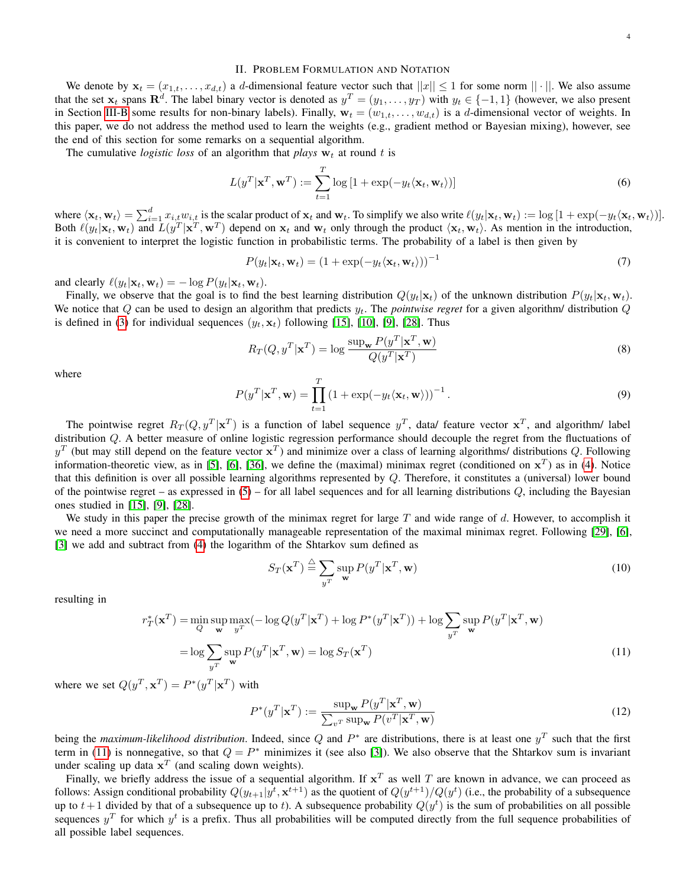## II. Problem Formulation and Notation

We denote by $\mathbf{x}_t = (x_{1,t}, \ldots, x_{d,t})$ a $d$-dimensional feature vector such that $||x|| \leq 1$ for some norm $||\cdot||$. We also assume that the set $\mathbf{x}_t$ spans $\mathbf{R}^d$. The label binary vector is denoted as $y^T = (y_1, \ldots, y_T)$ with $y_t \in \{-1, 1\}$ (however, we also present in Section III-B some results for non-binary labels). Finally, $\mathbf{w}_t = (w_{1,t}, \ldots, w_{d,t})$ is a $d$-dimensional vector of weights. In this paper, we do not address the method used to learn the weights (e.g., gradient method or Bayesian mixing), however, see the end of this section for some remarks on a sequential algorithm.

The cumulative *logistic loss* of an algorithm that *plays* $\mathbf{w}_t$ at round $t$ is

$$L(y^T|\mathbf{x}^T, \mathbf{w}^T) := \sum_{t=1}^{T} \log\left[1 + \exp(-y_t\langle \mathbf{x}_t, \mathbf{w}_t\rangle)\right] \tag{6}$$

where $\langle \mathbf{x}_t, \mathbf{w}_t\rangle = \sum_{i=1}^{d} x_{i,t}w_{i,t}$ is the scalar product of $\mathbf{x}_t$ and $\mathbf{w}_t$. To simplify we also write $\ell(y_t|\mathbf{x}_t, \mathbf{w}_t) := \log\left[1 + \exp(-y_t\langle \mathbf{x}_t, \mathbf{w}_t\rangle)\right]$. Both $\ell(y_t|\mathbf{x}_t, \mathbf{w}_t)$ and $L(y^T|\mathbf{x}^T, \mathbf{w}^T)$ depend on $\mathbf{x}_t$ and $\mathbf{w}_t$ only through the product $\langle \mathbf{x}_t, \mathbf{w}_t\rangle$. As mention in the introduction, it is convenient to interpret the logistic function in probabilistic terms. The probability of a label is then given by

$$P(y_t|\mathbf{x}_t, \mathbf{w}_t) = (1 + \exp(-y_t\langle \mathbf{x}_t, \mathbf{w}_t\rangle))^{-1} \tag{7}$$

and clearly $\ell(y_t|\mathbf{x}_t, \mathbf{w}_t) = -\log P(y_t|\mathbf{x}_t, \mathbf{w}_t)$.

Finally, we observe that the goal is to find the best learning distribution $Q(y_t|\mathbf{x}_t)$ of the unknown distribution $P(y_t|\mathbf{x}_t, \mathbf{w}_t)$. We notice that $Q$ can be used to design an algorithm that predicts $y_t$. The *pointwise regret* for a given algorithm/ distribution $Q$ is defined in (3) for individual sequences $(y_t, \mathbf{x}_t)$ following [15], [10], [9], [28]. Thus

$$R_T(Q, y^T|\mathbf{x}^T) = \log \frac{\sup_{\mathbf{w}} P(y^T|\mathbf{x}^T, \mathbf{w})}{Q(y^T|\mathbf{x}^T)} \tag{8}$$

where

$$P(y^T|\mathbf{x}^T, \mathbf{w}) = \prod_{t=1}^{T} (1 + \exp(-y_t\langle \mathbf{x}_t, \mathbf{w}\rangle))^{-1}. \tag{9}$$

The pointwise regret $R_T(Q, y^T|\mathbf{x}^T)$ is a function of label sequence $y^T$, data/ feature vector $\mathbf{x}^T$, and algorithm/ label distribution $Q$. A better measure of online logistic regression performance should decouple the regret from the fluctuations of $y^T$ (but may still depend on the feature vector $\mathbf{x}^T$) and minimize over a class of learning algorithms/ distributions $Q$. Following information-theoretic view, as in [5], [6], [36], we define the (maximal) minimax regret (conditioned on $\mathbf{x}^T$) as in (4). Notice that this definition is over all possible learning algorithms represented by $Q$. Therefore, it constitutes a (universal) lower bound of the pointwise regret – as expressed in (5) – for all label sequences and for all learning distributions $Q$, including the Bayesian ones studied in [15], [9], [28].

We study in this paper the precise growth of the minimax regret for large $T$ and wide range of $d$. However, to accomplish it we need a more succinct and computationally manageable representation of the maximal minimax regret. Following [29], [6], [3] we add and subtract from (4) the logarithm of the Shtarkov sum defined as

$$S_T(\mathbf{x}^T) \stackrel{\triangle}{=} \sum_{y^T} \sup_{\mathbf{w}} P(y^T|\mathbf{x}^T, \mathbf{w}) \tag{10}$$

resulting in

$$\begin{aligned} r_T^*(\mathbf{x}^T) &= \min_{Q} \sup_{\mathbf{w}} \max_{y^T} (-\log Q(y^T|\mathbf{x}^T) + \log P^*(y^T|\mathbf{x}^T)) + \log \sum_{y^T} \sup_{\mathbf{w}} P(y^T|\mathbf{x}^T, \mathbf{w}) \\ &= \log \sum_{y^T} \sup_{\mathbf{w}} P(y^T|\mathbf{x}^T, \mathbf{w}) = \log S_T(\mathbf{x}^T) \end{aligned} \tag{11}$$

where we set $Q(y^T, \mathbf{x}^T) = P^*(y^T|\mathbf{x}^T)$ with

$$P^*(y^T|\mathbf{x}^T) := \frac{\sup_{\mathbf{w}} P(y^T|\mathbf{x}^T, \mathbf{w})}{\sum_{v^T} \sup_{\mathbf{w}} P(v^T|\mathbf{x}^T, \mathbf{w})} \tag{12}$$

being the *maximum-likelihood distribution*. Indeed, since $Q$ and $P^*$ are distributions, there is at least one $y^T$ such that the first term in (11) is nonnegative, so that $Q = P^*$ minimizes it (see also [3]). We also observe that the Shtarkov sum is invariant under scaling up data $\mathbf{x}^T$ (and scaling down weights).

Finally, we briefly address the issue of a sequential algorithm. If $\mathbf{x}^T$ as well $T$ are known in advance, we can proceed as follows: Assign conditional probability $Q(y_{t+1}|y^t, \mathbf{x}^{t+1})$ as the quotient of $Q(y^{t+1})/Q(y^t)$ (i.e., the probability of a subsequence up to $t+1$ divided by that of a subsequence up to $t$). A subsequence probability $Q(y^t)$ is the sum of probabilities on all possible sequences $y^T$ for which $y^t$ is a prefix. Thus all probabilities will be computed directly from the full sequence probabilities of all possible label sequences.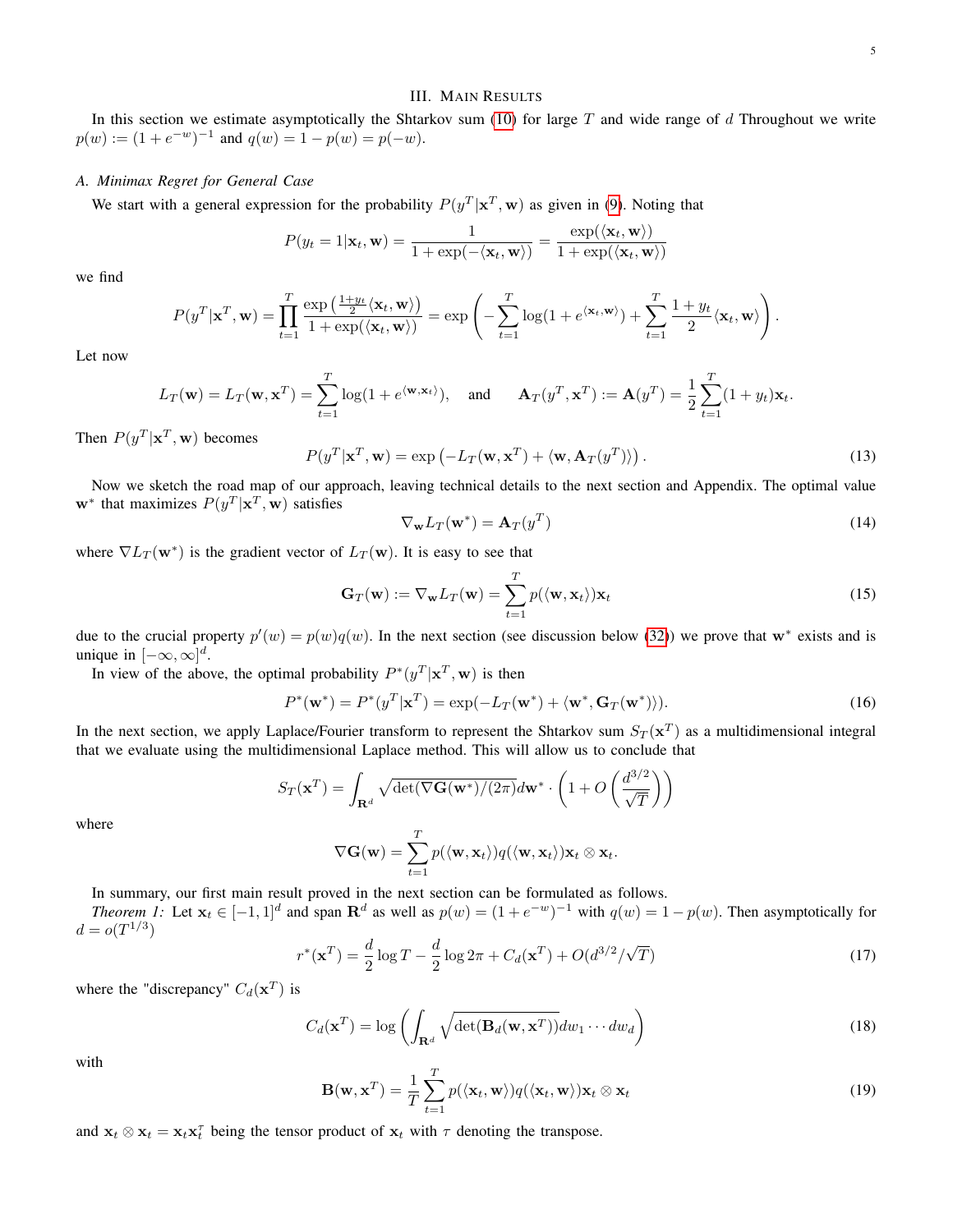## III. Main Results

In this section we estimate asymptotically the Shtarkov sum (10) for large $T$ and wide range of $d$ Throughout we write $p(w) := (1+e^{-w})^{-1}$ and $q(w) = 1 - p(w) = p(-w)$.

### A. Minimax Regret for General Case

We start with a general expression for the probability $P(y^T|\mathbf{x}^T, \mathbf{w})$ as given in (9). Noting that

$$P(y_t = 1|\mathbf{x}_t, \mathbf{w}) = \frac{1}{1+\exp(-\langle \mathbf{x}_t, \mathbf{w}\rangle)} = \frac{\exp(\langle \mathbf{x}_t, \mathbf{w}\rangle)}{1+\exp(\langle \mathbf{x}_t, \mathbf{w}\rangle)}$$

we find

$$P(y^T|\mathbf{x}^T, \mathbf{w}) = \prod_{t=1}^{T} \frac{\exp\left(\frac{1+y_t}{2}\langle \mathbf{x}_t, \mathbf{w}\rangle\right)}{1+\exp(\langle \mathbf{x}_t, \mathbf{w}\rangle)} = \exp\left(-\sum_{t=1}^{T}\log(1+e^{\langle \mathbf{x}_t, \mathbf{w}\rangle}) + \sum_{t=1}^{T}\frac{1+y_t}{2}\langle \mathbf{x}_t, \mathbf{w}\rangle\right).$$

Let now

$$L_T(\mathbf{w}) = L_T(\mathbf{w}, \mathbf{x}^T) = \sum_{t=1}^{T}\log(1+e^{\langle \mathbf{w}, \mathbf{x}_t\rangle}), \quad \text{and} \quad \mathbf{A}_T(y^T, \mathbf{x}^T) := \mathbf{A}(y^T) = \frac{1}{2}\sum_{t=1}^{T}(1+y_t)\mathbf{x}_t.$$

Then $P(y^T|\mathbf{x}^T, \mathbf{w})$ becomes

$$P(y^T|\mathbf{x}^T, \mathbf{w}) = \exp\left(-L_T(\mathbf{w}, \mathbf{x}^T) + \langle \mathbf{w}, \mathbf{A}_T(y^T)\rangle\right). \tag{13}$$

Now we sketch the road map of our approach, leaving technical details to the next section and Appendix. The optimal value $\mathbf{w}^*$ that maximizes $P(y^T|\mathbf{x}^T, \mathbf{w})$ satisfies

$$\nabla_{\mathbf{w}} L_T(\mathbf{w}^*) = \mathbf{A}_T(y^T) \tag{14}$$

where $\nabla L_T(\mathbf{w}^*)$ is the gradient vector of $L_T(\mathbf{w})$. It is easy to see that

$$\mathbf{G}_T(\mathbf{w}) := \nabla_{\mathbf{w}} L_T(\mathbf{w}) = \sum_{t=1}^{T} p(\langle \mathbf{w}, \mathbf{x}_t\rangle)\mathbf{x}_t \tag{15}$$

due to the crucial property $p'(w) = p(w)q(w)$. In the next section (see discussion below (32)) we prove that $\mathbf{w}^*$ exists and is unique in $[-\infty, \infty]^d$.

In view of the above, the optimal probability $P^*(y^T|\mathbf{x}^T, \mathbf{w})$ is then

$$P^*(\mathbf{w}^*) = P^*(y^T|\mathbf{x}^T) = \exp(-L_T(\mathbf{w}^*) + \langle \mathbf{w}^*, \mathbf{G}_T(\mathbf{w}^*)\rangle). \tag{16}$$

In the next section, we apply Laplace/Fourier transform to represent the Shtarkov sum $S_T(\mathbf{x}^T)$ as a multidimensional integral that we evaluate using the multidimensional Laplace method. This will allow us to conclude that

$$S_T(\mathbf{x}^T) = \int_{\mathbf{R}^d} \sqrt{\det(\nabla \mathbf{G}(\mathbf{w}^*)/(2\pi)} d\mathbf{w}^* \cdot \left(1 + O\left(\frac{d^{3/2}}{\sqrt{T}}\right)\right)$$

where

$$\nabla \mathbf{G}(\mathbf{w}) = \sum_{t=1}^{T} p(\langle \mathbf{w}, \mathbf{x}_t\rangle)q(\langle \mathbf{w}, \mathbf{x}_t\rangle)\mathbf{x}_t \otimes \mathbf{x}_t.$$

In summary, our first main result proved in the next section can be formulated as follows.

*Theorem 1:* Let $\mathbf{x}_t \in [-1,1]^d$ and span $\mathbf{R}^d$ as well as $p(w) = (1+e^{-w})^{-1}$ with $q(w) = 1 - p(w)$. Then asymptotically for $d = o(T^{1/3})$

$$r^*(\mathbf{x}^T) = \frac{d}{2}\log T - \frac{d}{2}\log 2\pi + C_d(\mathbf{x}^T) + O(d^{3/2}/\sqrt{T}) \tag{17}$$

where the "discrepancy" $C_d(\mathbf{x}^T)$ is

$$C_d(\mathbf{x}^T) = \log\left(\int_{\mathbf{R}^d} \sqrt{\det(\mathbf{B}_d(\mathbf{w}, \mathbf{x}^T))} dw_1 \cdots dw_d\right) \tag{18}$$

with

$$\mathbf{B}(\mathbf{w}, \mathbf{x}^T) = \frac{1}{T}\sum_{t=1}^{T} p(\langle \mathbf{x}_t, \mathbf{w}\rangle)q(\langle \mathbf{x}_t, \mathbf{w}\rangle)\mathbf{x}_t \otimes \mathbf{x}_t \tag{19}$$

and $\mathbf{x}_t \otimes \mathbf{x}_t = \mathbf{x}_t\mathbf{x}_t^\tau$ being the tensor product of $\mathbf{x}_t$ with $\tau$ denoting the transpose.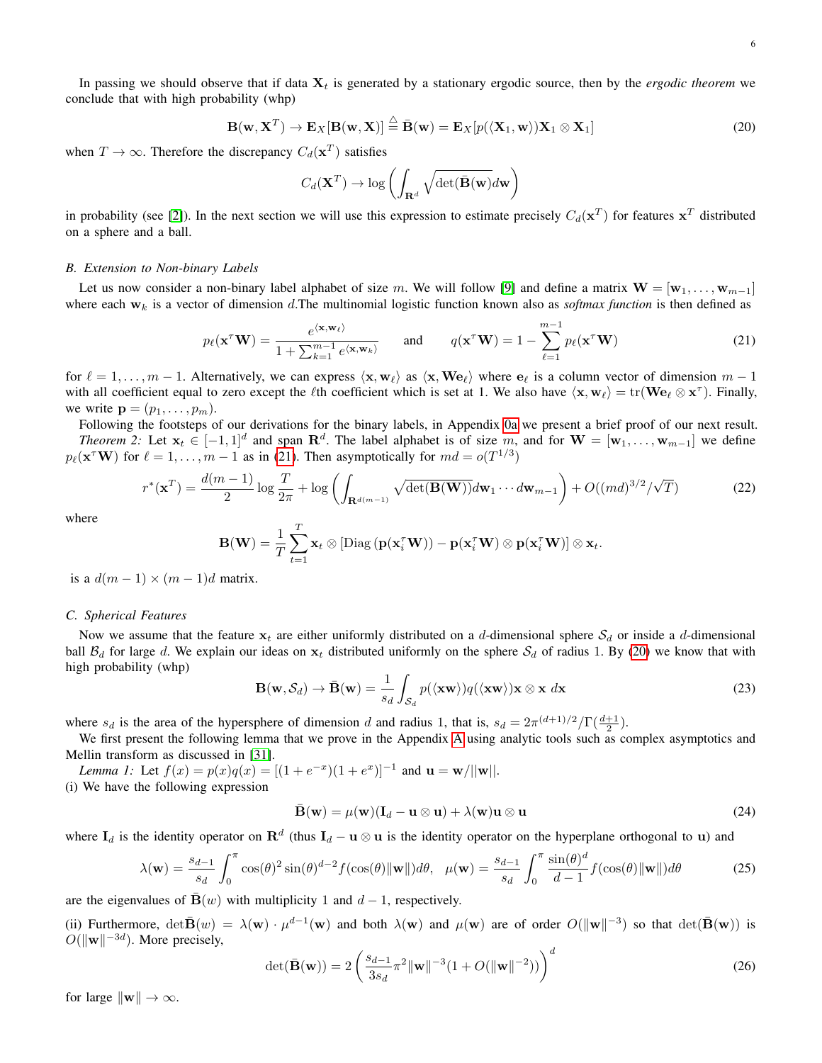In passing we should observe that if data $\mathbf{X}_t$ is generated by a stationary ergodic source, then by the *ergodic theorem* we conclude that with high probability (whp)

$$\mathbf{B}(\mathbf{w}, \mathbf{X}^T) \to \mathbf{E}_X[\mathbf{B}(\mathbf{w}, \mathbf{X})] \stackrel{\triangle}{=} \bar{\mathbf{B}}(\mathbf{w}) = \mathbf{E}_X[p(\langle \mathbf{X}_1, \mathbf{w}\rangle)\mathbf{X}_1 \otimes \mathbf{X}_1] \tag{20}$$

when $T \to \infty$. Therefore the discrepancy $C_d(\mathbf{x}^T)$ satisfies

$$C_d(\mathbf{X}^T) \to \log\left(\int_{\mathbf{R}^d} \sqrt{\det(\bar{\mathbf{B}}(\mathbf{w})}d\mathbf{w}\right)$$

in probability (see [2]). In the next section we will use this expression to estimate precisely $C_d(\mathbf{x}^T)$ for features $\mathbf{x}^T$ distributed on a sphere and a ball.

### B. Extension to Non-binary Labels

Let us now consider a non-binary label alphabet of size $m$. We will follow [9] and define a matrix $\mathbf{W} = [\mathbf{w}_1, \dots, \mathbf{w}_{m-1}]$ where each $\mathbf{w}_k$ is a vector of dimension $d$.The multinomial logistic function known also as *softmax function* is then defined as

$$p_\ell(\mathbf{x}^\tau \mathbf{W}) = \frac{e^{\langle \mathbf{x}, \mathbf{w}_\ell\rangle}}{1 + \sum_{k=1}^{m-1} e^{\langle \mathbf{x}, \mathbf{w}_k\rangle}} \qquad \text{and} \qquad q(\mathbf{x}^\tau \mathbf{W}) = 1 - \sum_{\ell=1}^{m-1} p_\ell(\mathbf{x}^\tau \mathbf{W}) \tag{21}$$

for $\ell = 1, \dots, m-1$. Alternatively, we can express $\langle \mathbf{x}, \mathbf{w}_\ell\rangle$ as $\langle \mathbf{x}, \mathbf{W}\mathbf{e}_\ell\rangle$ where $\mathbf{e}_\ell$ is a column vector of dimension $m-1$ with all coefficient equal to zero except the $\ell$th coefficient which is set at 1. We also have $\langle \mathbf{x}, \mathbf{w}_\ell\rangle = \operatorname{tr}(\mathbf{W}\mathbf{e}_\ell \otimes \mathbf{x}^\tau)$. Finally, we write $\mathbf{p} = (p_1, \dots, p_m)$.

Following the footsteps of our derivations for the binary labels, in Appendix 0a we present a brief proof of our next result.

*Theorem 2:* Let $\mathbf{x}_t \in [-1, 1]^d$ and span $\mathbf{R}^d$. The label alphabet is of size $m$, and for $\mathbf{W} = [\mathbf{w}_1, \dots, \mathbf{w}_{m-1}]$ we define $p_\ell(\mathbf{x}^\tau \mathbf{W})$ for $\ell = 1, \dots, m-1$ as in (21). Then asymptotically for $md = o(T^{1/3})$

$$r^*(\mathbf{x}^T) = \frac{d(m-1)}{2}\log\frac{T}{2\pi} + \log\left(\int_{\mathbf{R}^{d(m-1)}} \sqrt{\det(\mathbf{B}(\mathbf{W}))}d\mathbf{w}_1 \cdots d\mathbf{w}_{m-1}\right) + O((md)^{3/2}/\sqrt{T}) \tag{22}$$

where

$$\mathbf{B}(\mathbf{W}) = \frac{1}{T}\sum_{t=1}^{T} \mathbf{x}_t \otimes \left[\operatorname{Diag}\left(\mathbf{p}(\mathbf{x}_i^\tau \mathbf{W})\right) - \mathbf{p}(\mathbf{x}_i^\tau \mathbf{W}) \otimes \mathbf{p}(\mathbf{x}_i^\tau \mathbf{W})\right] \otimes \mathbf{x}_t.$$

is a $d(m-1) \times (m-1)d$ matrix.

### C. Spherical Features

Now we assume that the feature $\mathbf{x}_t$ are either uniformly distributed on a $d$-dimensional sphere $\mathcal{S}_d$ or inside a $d$-dimensional ball $\mathcal{B}_d$ for large $d$. We explain our ideas on $\mathbf{x}_t$ distributed uniformly on the sphere $\mathcal{S}_d$ of radius 1. By (20) we know that with high probability (whp)

$$\mathbf{B}(\mathbf{w}, \mathcal{S}_d) \to \bar{\mathbf{B}}(\mathbf{w}) = \frac{1}{s_d}\int_{\mathcal{S}_d} p(\langle \mathbf{x}\mathbf{w}\rangle)q(\langle \mathbf{x}\mathbf{w}\rangle)\mathbf{x} \otimes \mathbf{x}\ d\mathbf{x} \tag{23}$$

where $s_d$ is the area of the hypersphere of dimension $d$ and radius 1, that is, $s_d = 2\pi^{(d+1)/2}/\Gamma(\frac{d+1}{2})$.

We first present the following lemma that we prove in the Appendix A using analytic tools such as complex asymptotics and Mellin transform as discussed in [31].

*Lemma 1:* Let $f(x) = p(x)q(x) = [(1+e^{-x})(1+e^{x})]^{-1}$ and $\mathbf{u} = \mathbf{w}/||\mathbf{w}||$.
(i) We have the following expression

$$\bar{\mathbf{B}}(\mathbf{w}) = \mu(\mathbf{w})(\mathbf{I}_d - \mathbf{u} \otimes \mathbf{u}) + \lambda(\mathbf{w})\mathbf{u} \otimes \mathbf{u} \tag{24}$$

where $\mathbf{I}_d$ is the identity operator on $\mathbf{R}^d$ (thus $\mathbf{I}_d - \mathbf{u} \otimes \mathbf{u}$ is the identity operator on the hyperplane orthogonal to $\mathbf{u}$) and

$$\lambda(\mathbf{w}) = \frac{s_{d-1}}{s_d}\int_0^\pi \cos(\theta)^2 \sin(\theta)^{d-2} f(\cos(\theta)\|\mathbf{w}\|)d\theta, \quad \mu(\mathbf{w}) = \frac{s_{d-1}}{s_d}\int_0^\pi \frac{\sin(\theta)^d}{d-1} f(\cos(\theta)\|\mathbf{w}\|)d\theta \tag{25}$$

are the eigenvalues of $\bar{\mathbf{B}}(w)$ with multiplicity 1 and $d-1$, respectively.

(ii) Furthermore, $\det\bar{\mathbf{B}}(w) = \lambda(\mathbf{w}) \cdot \mu^{d-1}(\mathbf{w})$ and both $\lambda(\mathbf{w})$ and $\mu(\mathbf{w})$ are of order $O(\|\mathbf{w}\|^{-3})$ so that $\det(\bar{\mathbf{B}}(\mathbf{w}))$ is $O(\|\mathbf{w}\|^{-3d})$. More precisely,

$$\det(\bar{\mathbf{B}}(\mathbf{w})) = 2\left(\frac{s_{d-1}}{3s_d}\pi^2\|\mathbf{w}\|^{-3}(1 + O(\|\mathbf{w}\|^{-2}))\right)^d \tag{26}$$

for large $\|\mathbf{w}\| \to \infty$.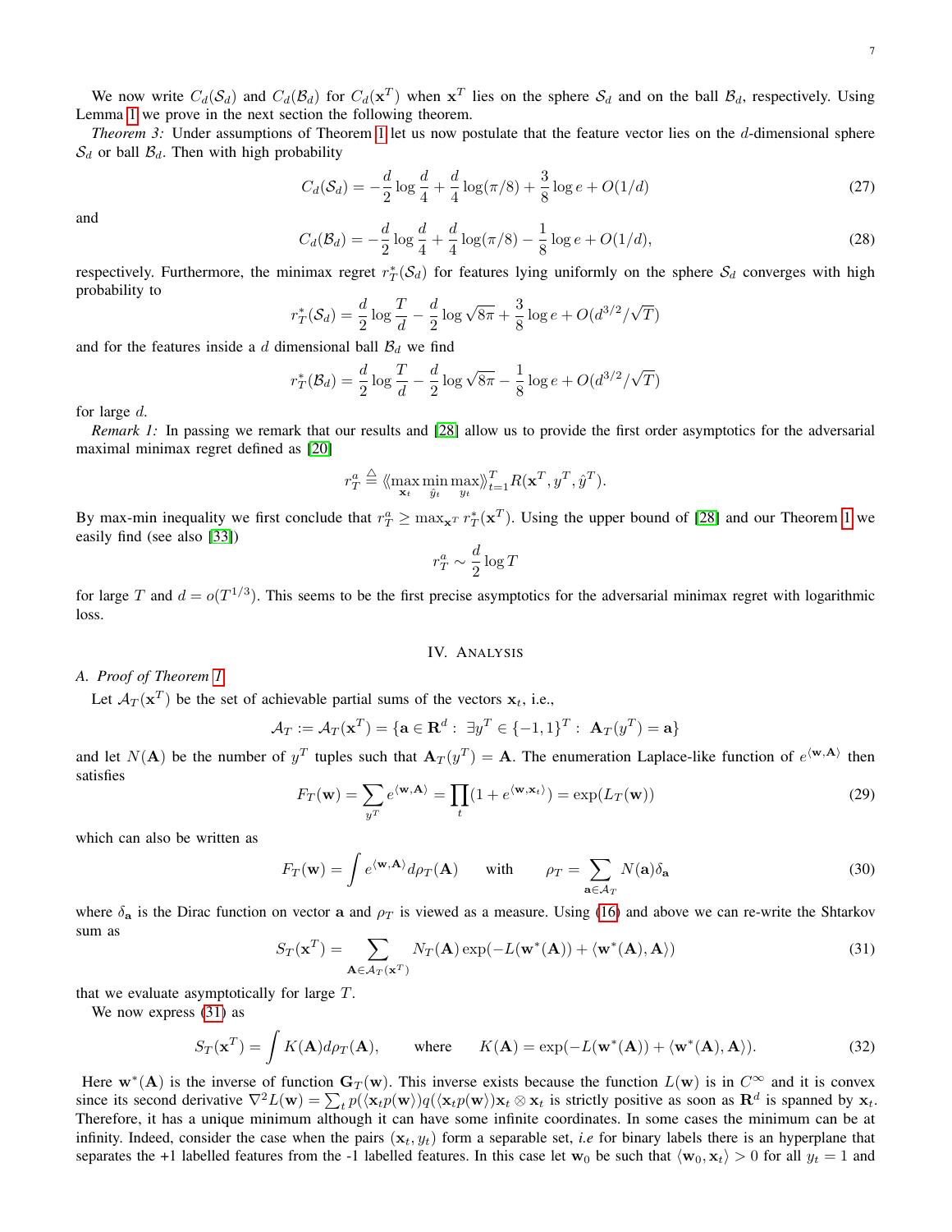We now write $C_d(\mathcal{S}_d)$ and $C_d(\mathcal{B}_d)$ for $C_d(\mathbf{x}^T)$ when $\mathbf{x}^T$ lies on the sphere $\mathcal{S}_d$ and on the ball $\mathcal{B}_d$, respectively. Using Lemma 1 we prove in the next section the following theorem.

*Theorem 3:* Under assumptions of Theorem 1 let us now postulate that the feature vector lies on the $d$-dimensional sphere $\mathcal{S}_d$ or ball $\mathcal{B}_d$. Then with high probability

$$C_d(\mathcal{S}_d) = -\frac{d}{2}\log\frac{d}{4} + \frac{d}{4}\log(\pi/8) + \frac{3}{8}\log e + O(1/d) \tag{27}$$

and

$$C_d(\mathcal{B}_d) = -\frac{d}{2}\log\frac{d}{4} + \frac{d}{4}\log(\pi/8) - \frac{1}{8}\log e + O(1/d), \tag{28}$$

respectively. Furthermore, the minimax regret $r_T^*(\mathcal{S}_d)$ for features lying uniformly on the sphere $\mathcal{S}_d$ converges with high probability to

$$r_T^*(\mathcal{S}_d) = \frac{d}{2}\log\frac{T}{d} - \frac{d}{2}\log\sqrt{8\pi} + \frac{3}{8}\log e + O(d^{3/2}/\sqrt{T})$$

and for the features inside a $d$ dimensional ball $\mathcal{B}_d$ we find

$$r_T^*(\mathcal{B}_d) = \frac{d}{2}\log\frac{T}{d} - \frac{d}{2}\log\sqrt{8\pi} - \frac{1}{8}\log e + O(d^{3/2}/\sqrt{T})$$

for large $d$.

*Remark 1:* In passing we remark that our results and [28] allow us to provide the first order asymptotics for the adversarial maximal minimax regret defined as [20]

$$r_T^a \triangleq \langle\!\langle \max_{\mathbf{x}_t}\min_{\hat{y}_t}\max_{y_t} \rangle\!\rangle_{t=1}^T R(\mathbf{x}^T, y^T, \hat{y}^T).$$

By max-min inequality we first conclude that $r_T^a \geq \max_{\mathbf{x}^T} r_T^*(\mathbf{x}^T)$. Using the upper bound of [28] and our Theorem 1 we easily find (see also [33])

$$r_T^a \sim \frac{d}{2}\log T$$

for large $T$ and $d = o(T^{1/3})$. This seems to be the first precise asymptotics for the adversarial minimax regret with logarithmic loss.

## IV. Analysis

### A. Proof of Theorem 1

Let $\mathcal{A}_T(\mathbf{x}^T)$ be the set of achievable partial sums of the vectors $\mathbf{x}_t$, i.e.,

$$\mathcal{A}_T := \mathcal{A}_T(\mathbf{x}^T) = \{\mathbf{a} \in \mathbf{R}^d : \ \exists y^T \in \{-1,1\}^T : \ \mathbf{A}_T(y^T) = \mathbf{a}\}$$

and let $N(\mathbf{A})$ be the number of $y^T$ tuples such that $\mathbf{A}_T(y^T) = \mathbf{A}$. The enumeration Laplace-like function of $e^{\langle \mathbf{w}, \mathbf{A}\rangle}$ then satisfies

$$F_T(\mathbf{w}) = \sum_{y^T} e^{\langle \mathbf{w}, \mathbf{A}\rangle} = \prod_t (1 + e^{\langle \mathbf{w}, \mathbf{x}_t\rangle}) = \exp(L_T(\mathbf{w})) \tag{29}$$

which can also be written as

$$F_T(\mathbf{w}) = \int e^{\langle \mathbf{w}, \mathbf{A}\rangle} d\rho_T(\mathbf{A}) \qquad \text{with} \qquad \rho_T = \sum_{\mathbf{a}\in\mathcal{A}_T} N(\mathbf{a})\delta_{\mathbf{a}} \tag{30}$$

where $\delta_{\mathbf{a}}$ is the Dirac function on vector $\mathbf{a}$ and $\rho_T$ is viewed as a measure. Using (16) and above we can re-write the Shtarkov sum as

$$S_T(\mathbf{x}^T) = \sum_{\mathbf{A}\in\mathcal{A}_T(\mathbf{x}^T)} N_T(\mathbf{A}) \exp(-L(\mathbf{w}^*(\mathbf{A})) + \langle \mathbf{w}^*(\mathbf{A}), \mathbf{A}\rangle) \tag{31}$$

that we evaluate asymptotically for large $T$.

We now express (31) as

$$S_T(\mathbf{x}^T) = \int K(\mathbf{A}) d\rho_T(\mathbf{A}), \qquad \text{where} \qquad K(\mathbf{A}) = \exp(-L(\mathbf{w}^*(\mathbf{A})) + \langle \mathbf{w}^*(\mathbf{A}), \mathbf{A}\rangle). \tag{32}$$

Here $\mathbf{w}^*(\mathbf{A})$ is the inverse of function $\mathbf{G}_T(\mathbf{w})$. This inverse exists because the function $L(\mathbf{w})$ is in $C^\infty$ and it is convex since its second derivative $\nabla^2 L(\mathbf{w}) = \sum_t p(\langle \mathbf{x}_t p(\mathbf{w})) q(\langle \mathbf{x}_t p(\mathbf{w})\rangle \mathbf{x}_t \otimes \mathbf{x}_t$ is strictly positive as soon as $\mathbf{R}^d$ is spanned by $\mathbf{x}_t$. Therefore, it has a unique minimum although it can have some infinite coordinates. In some cases the minimum can be at infinity. Indeed, consider the case when the pairs $(\mathbf{x}_t, y_t)$ form a separable set, *i.e* for binary labels there is an hyperplane that separates the +1 labelled features from the -1 labelled features. In this case let $\mathbf{w}_0$ be such that $\langle \mathbf{w}_0, \mathbf{x}_t\rangle > 0$ for all $y_t = 1$ and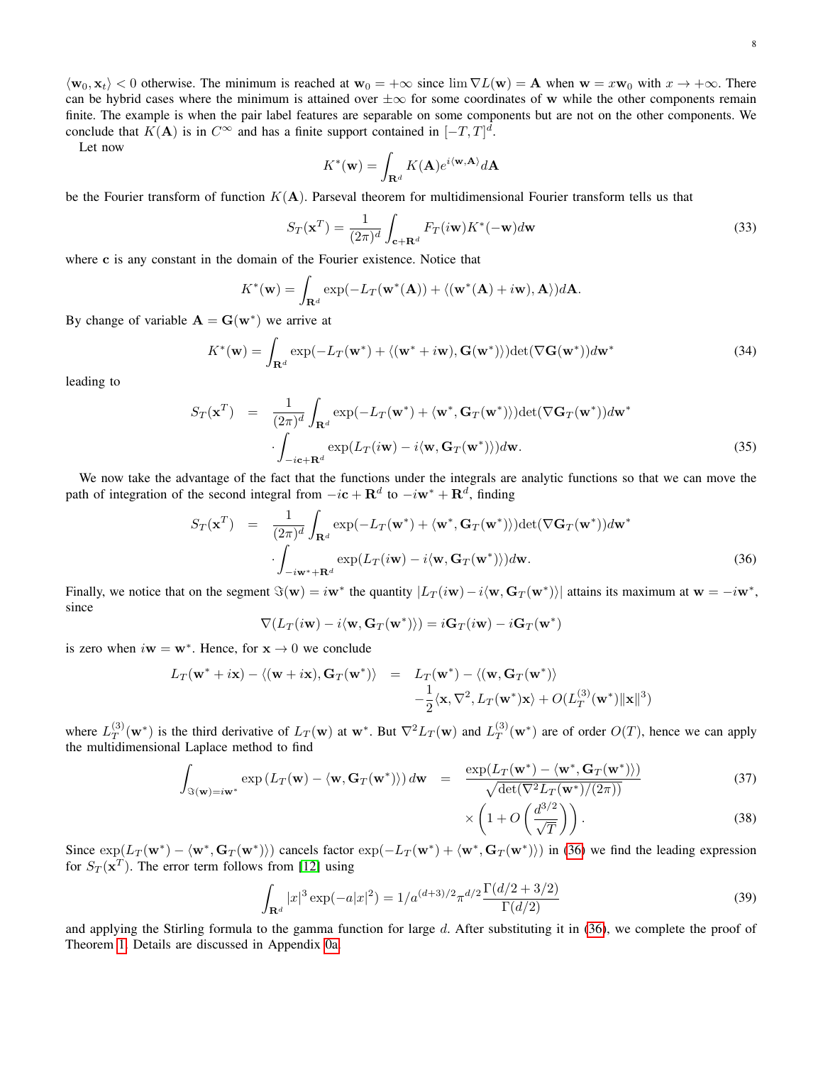$\langle \mathbf{w}_0, \mathbf{x}_t \rangle < 0$ otherwise. The minimum is reached at $\mathbf{w}_0 = +\infty$ since $\lim \nabla L(\mathbf{w}) = \mathbf{A}$ when $\mathbf{w} = x\mathbf{w}_0$ with $x \to +\infty$. There can be hybrid cases where the minimum is attained over $\pm\infty$ for some coordinates of $\mathbf{w}$ while the other components remain finite. The example is when the pair label features are separable on some components but are not on the other components. We conclude that $K(\mathbf{A})$ is in $C^\infty$ and has a finite support contained in $[-T, T]^d$.

Let now

$$K^*(\mathbf{w}) = \int_{\mathbf{R}^d} K(\mathbf{A}) e^{i\langle \mathbf{w}, \mathbf{A}\rangle} d\mathbf{A}$$

be the Fourier transform of function $K(\mathbf{A})$. Parseval theorem for multidimensional Fourier transform tells us that

$$S_T(\mathbf{x}^T) = \frac{1}{(2\pi)^d} \int_{\mathbf{c}+\mathbf{R}^d} F_T(i\mathbf{w}) K^*(-\mathbf{w}) d\mathbf{w} \tag{33}$$

where $\mathbf{c}$ is any constant in the domain of the Fourier existence. Notice that

$$K^*(\mathbf{w}) = \int_{\mathbf{R}^d} \exp(-L_T(\mathbf{w}^*(\mathbf{A})) + \langle (\mathbf{w}^*(\mathbf{A}) + i\mathbf{w}), \mathbf{A}\rangle) d\mathbf{A}.$$

By change of variable $\mathbf{A} = \mathbf{G}(\mathbf{w}^*)$ we arrive at

$$K^*(\mathbf{w}) = \int_{\mathbf{R}^d} \exp(-L_T(\mathbf{w}^*) + \langle (\mathbf{w}^* + i\mathbf{w}), \mathbf{G}(\mathbf{w}^*)\rangle) \det(\nabla \mathbf{G}(\mathbf{w}^*)) d\mathbf{w}^* \tag{34}$$

leading to

$$\begin{aligned} S_T(\mathbf{x}^T) &= \frac{1}{(2\pi)^d} \int_{\mathbf{R}^d} \exp(-L_T(\mathbf{w}^*) + \langle \mathbf{w}^*, \mathbf{G}_T(\mathbf{w}^*)\rangle) \det(\nabla \mathbf{G}_T(\mathbf{w}^*)) d\mathbf{w}^* \\ &\cdot \int_{-i\mathbf{c}+\mathbf{R}^d} \exp(L_T(i\mathbf{w}) - i\langle \mathbf{w}, \mathbf{G}_T(\mathbf{w}^*)\rangle) d\mathbf{w}. \end{aligned} \tag{35}$$

We now take the advantage of the fact that the functions under the integrals are analytic functions so that we can move the path of integration of the second integral from $-i\mathbf{c} + \mathbf{R}^d$ to $-i\mathbf{w}^* + \mathbf{R}^d$, finding

$$\begin{aligned} S_T(\mathbf{x}^T) &= \frac{1}{(2\pi)^d} \int_{\mathbf{R}^d} \exp(-L_T(\mathbf{w}^*) + \langle \mathbf{w}^*, \mathbf{G}_T(\mathbf{w}^*)\rangle) \det(\nabla \mathbf{G}_T(\mathbf{w}^*)) d\mathbf{w}^* \\ &\cdot \int_{-i\mathbf{w}^*+\mathbf{R}^d} \exp(L_T(i\mathbf{w}) - i\langle \mathbf{w}, \mathbf{G}_T(\mathbf{w}^*)\rangle) d\mathbf{w}. \end{aligned} \tag{36}$$

Finally, we notice that on the segment $\Im(\mathbf{w}) = i\mathbf{w}^*$ the quantity $|L_T(i\mathbf{w}) - i\langle \mathbf{w}, \mathbf{G}_T(\mathbf{w}^*)\rangle|$ attains its maximum at $\mathbf{w} = -i\mathbf{w}^*$, since

$$\nabla (L_T(i\mathbf{w}) - i\langle \mathbf{w}, \mathbf{G}_T(\mathbf{w}^*)\rangle) = i\mathbf{G}_T(i\mathbf{w}) - i\mathbf{G}_T(\mathbf{w}^*)$$

is zero when $i\mathbf{w} = \mathbf{w}^*$. Hence, for $\mathbf{x} \to 0$ we conclude

$$\begin{aligned} L_T(\mathbf{w}^* + i\mathbf{x}) - \langle (\mathbf{w} + i\mathbf{x}), \mathbf{G}_T(\mathbf{w}^*)\rangle &= L_T(\mathbf{w}^*) - \langle (\mathbf{w}, \mathbf{G}_T(\mathbf{w}^*)\rangle \\ &\quad - \frac{1}{2}\langle \mathbf{x}, \nabla^2, L_T(\mathbf{w}^*)\mathbf{x}\rangle + O(L_T^{(3)}(\mathbf{w}^*)\|\mathbf{x}\|^3) \end{aligned}$$

where $L_T^{(3)}(\mathbf{w}^*)$ is the third derivative of $L_T(\mathbf{w})$ at $\mathbf{w}^*$. But $\nabla^2 L_T(\mathbf{w})$ and $L_T^{(3)}(\mathbf{w}^*)$ are of order $O(T)$, hence we can apply the multidimensional Laplace method to find

$$\int_{\Im(\mathbf{w})=i\mathbf{w}^*} \exp\left(L_T(\mathbf{w}) - \langle \mathbf{w}, \mathbf{G}_T(\mathbf{w}^*)\rangle\right) d\mathbf{w} = \frac{\exp(L_T(\mathbf{w}^*) - \langle \mathbf{w}^*, \mathbf{G}_T(\mathbf{w}^*)\rangle)}{\sqrt{\det(\nabla^2 L_T(\mathbf{w}^*)/(2\pi))}} \tag{37}$$

$$\times \left(1 + O\left(\frac{d^{3/2}}{\sqrt{T}}\right)\right). \tag{38}$$

Since $\exp(L_T(\mathbf{w}^*) - \langle \mathbf{w}^*, \mathbf{G}_T(\mathbf{w}^*)\rangle)$ cancels factor $\exp(-L_T(\mathbf{w}^*) + \langle \mathbf{w}^*, \mathbf{G}_T(\mathbf{w}^*)\rangle)$ in (36) we find the leading expression for $S_T(\mathbf{x}^T)$. The error term follows from [12] using

$$\int_{\mathbf{R}^d} |x|^3 \exp(-a|x|^2) = 1/a^{(d+3)/2} \pi^{d/2} \frac{\Gamma(d/2 + 3/2)}{\Gamma(d/2)} \tag{39}$$

and applying the Stirling formula to the gamma function for large $d$. After substituting it in (36), we complete the proof of Theorem 1. Details are discussed in Appendix 0a.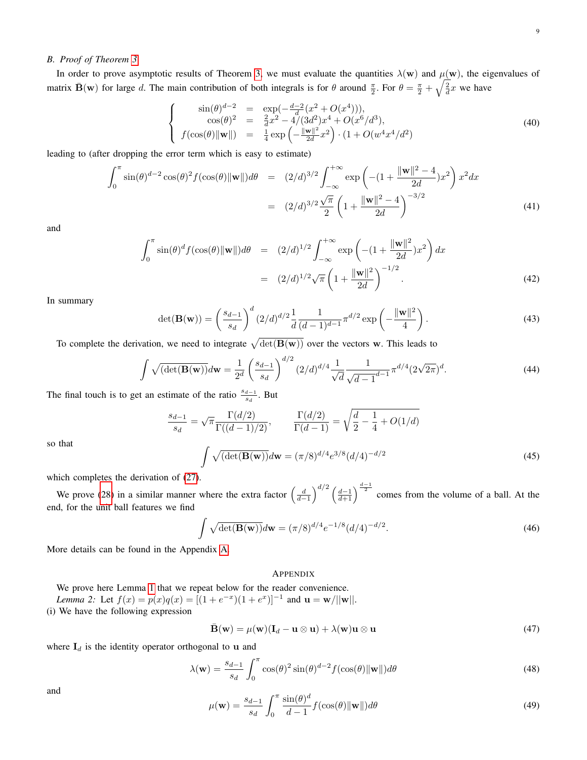### B. Proof of Theorem 3

In order to prove asymptotic results of Theorem 3, we must evaluate the quantities $\lambda(\mathbf{w})$ and $\mu(\mathbf{w})$, the eigenvalues of matrix $\bar{\mathbf{B}}(\mathbf{w})$ for large $d$. The main contribution of both integrals is for $\theta$ around $\frac{\pi}{2}$. For $\theta = \frac{\pi}{2} + \sqrt{\frac{2}{d}}x$ we have

$$
\left\{
\begin{array}{rcl}
\sin(\theta)^{d-2} & = & \exp(-\frac{d-2}{d}(x^2 + O(x^4))), \\
\cos(\theta)^2 & = & \frac{2}{d}x^2 - 4/(3d^2)x^4 + O(x^6/d^3), \\
f(\cos(\theta)\|\mathbf{w}\|) & = & \frac{1}{4}\exp\left(-\frac{\|\mathbf{w}\|^2}{2d}x^2\right)\cdot(1 + O(w^4x^4/d^2)
\end{array}
\right. \tag{40}
$$

leading to (after dropping the error term which is easy to estimate)

$$
\begin{aligned}
\int_0^\pi \sin(\theta)^{d-2}\cos(\theta)^2 f(\cos(\theta)\|\mathbf{w}\|)d\theta &= (2/d)^{3/2}\int_{-\infty}^{+\infty}\exp\left(-(1+\frac{\|\mathbf{w}\|^2-4}{2d})x^2\right)x^2dx \\
&= (2/d)^{3/2}\frac{\sqrt{\pi}}{2}\left(1+\frac{\|\mathbf{w}\|^2-4}{2d}\right)^{-3/2}
\end{aligned} \tag{41}
$$

and

$$
\begin{aligned}
\int_0^\pi \sin(\theta)^d f(\cos(\theta)\|\mathbf{w}\|)d\theta &= (2/d)^{1/2}\int_{-\infty}^{+\infty}\exp\left(-(1+\frac{\|\mathbf{w}\|^2}{2d})x^2\right)dx \\
&= (2/d)^{1/2}\sqrt{\pi}\left(1+\frac{\|\mathbf{w}\|^2}{2d}\right)^{-1/2}.
\end{aligned} \tag{42}
$$

In summary

$$
\det(\mathbf{B}(\mathbf{w})) = \left(\frac{s_{d-1}}{s_d}\right)^d (2/d)^{d/2}\frac{1}{d}\frac{1}{(d-1)^{d-1}}\pi^{d/2}\exp\left(-\frac{\|\mathbf{w}\|^2}{4}\right). \tag{43}
$$

To complete the derivation, we need to integrate $\sqrt{\det(\mathbf{B}(\mathbf{w}))}$ over the vectors $\mathbf{w}$. This leads to

$$
\int\sqrt{(\det(\mathbf{B}(\mathbf{w}))}d\mathbf{w} = \frac{1}{2^d}\left(\frac{s_{d-1}}{s_d}\right)^{d/2}(2/d)^{d/4}\frac{1}{\sqrt{d}}\frac{1}{\sqrt{d-1}^{d-1}}\pi^{d/4}(2\sqrt{2\pi})^d. \tag{44}
$$

The final touch is to get an estimate of the ratio $\frac{s_{d-1}}{s_d}$. But

$$
\frac{s_{d-1}}{s_d} = \sqrt{\pi}\frac{\Gamma(d/2)}{\Gamma((d-1)/2)}, \qquad \frac{\Gamma(d/2)}{\Gamma(d-1)} = \sqrt{\frac{d}{2}-\frac{1}{4}+O(1/d)}
$$

so that

$$
\int\sqrt{(\det(\mathbf{B}(\mathbf{w}))}d\mathbf{w} = (\pi/8)^{d/4}e^{3/8}(d/4)^{-d/2} \tag{45}
$$

which completes the derivation of (27).

We prove (28) in a similar manner where the extra factor $\left(\frac{d}{d-1}\right)^{d/2}\left(\frac{d-1}{d+1}\right)^{\frac{d-1}{2}}$ comes from the volume of a ball. At the end, for the unit ball features we find

$$
\int\sqrt{\det(\mathbf{B}(\mathbf{w}))}d\mathbf{w} = (\pi/8)^{d/4}e^{-1/8}(d/4)^{-d/2}. \tag{46}
$$

More details can be found in the Appendix A.

## Appendix

We prove here Lemma 1 that we repeat below for the reader convenience.

*Lemma 2:* Let $f(x) = p(x)q(x) = [(1+e^{-x})(1+e^x)]^{-1}$ and $\mathbf{u} = \mathbf{w}/||\mathbf{w}||$.

(i) We have the following expression

$$
\bar{\mathbf{B}}(\mathbf{w}) = \mu(\mathbf{w})(\mathbf{I}_d - \mathbf{u}\otimes\mathbf{u}) + \lambda(\mathbf{w})\mathbf{u}\otimes\mathbf{u} \tag{47}
$$

where $\mathbf{I}_d$ is the identity operator orthogonal to $\mathbf{u}$ and

$$
\lambda(\mathbf{w}) = \frac{s_{d-1}}{s_d}\int_0^\pi \cos(\theta)^2\sin(\theta)^{d-2}f(\cos(\theta)\|\mathbf{w}\|)d\theta \tag{48}
$$

and

$$
\mu(\mathbf{w}) = \frac{s_{d-1}}{s_d}\int_0^\pi \frac{\sin(\theta)^d}{d-1}f(\cos(\theta)\|\mathbf{w}\|)d\theta \tag{49}
$$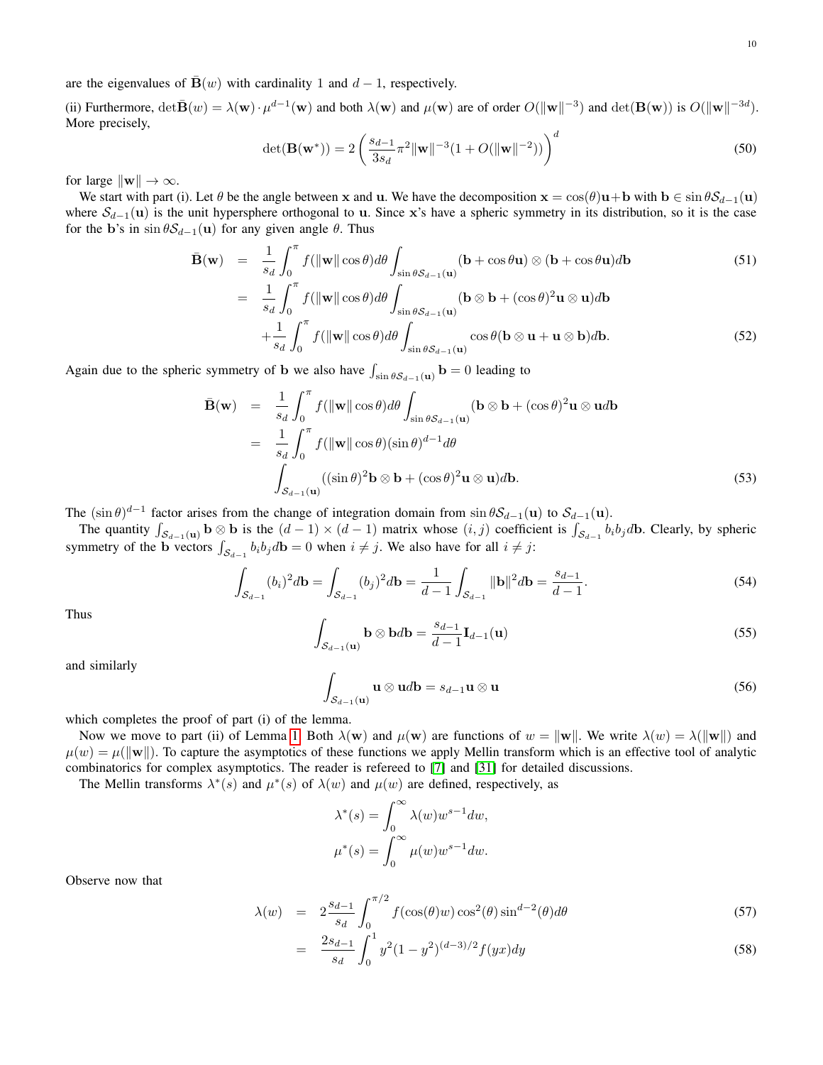are the eigenvalues of $\bar{\mathbf{B}}(w)$ with cardinality 1 and $d-1$, respectively.

(ii) Furthermore, $\det\bar{\mathbf{B}}(w) = \lambda(\mathbf{w}) \cdot \mu^{d-1}(\mathbf{w})$ and both $\lambda(\mathbf{w})$ and $\mu(\mathbf{w})$ are of order $O(\|\mathbf{w}\|^{-3})$ and $\det(\mathbf{B}(\mathbf{w}))$ is $O(\|\mathbf{w}\|^{-3d})$. More precisely,

$$\det(\mathbf{B}(\mathbf{w}^*)) = 2\left(\frac{s_{d-1}}{3s_d}\pi^2\|\mathbf{w}\|^{-3}(1+O(\|\mathbf{w}\|^{-2}))\right)^d \tag{50}$$

for large $\|\mathbf{w}\| \to \infty$.

We start with part (i). Let $\theta$ be the angle between $\mathbf{x}$ and $\mathbf{u}$. We have the decomposition $\mathbf{x} = \cos(\theta)\mathbf{u} + \mathbf{b}$ with $\mathbf{b} \in \sin\theta\mathcal{S}_{d-1}(\mathbf{u})$ where $\mathcal{S}_{d-1}(\mathbf{u})$ is the unit hypersphere orthogonal to $\mathbf{u}$. Since $\mathbf{x}$'s have a spheric symmetry in its distribution, so it is the case for the $\mathbf{b}$'s in $\sin\theta\mathcal{S}_{d-1}(\mathbf{u})$ for any given angle $\theta$. Thus

$$\begin{aligned}
\bar{\mathbf{B}}(\mathbf{w}) &= \frac{1}{s_d}\int_0^\pi f(\|\mathbf{w}\|\cos\theta)d\theta \int_{\sin\theta\mathcal{S}_{d-1}(\mathbf{u})} (\mathbf{b}+\cos\theta\mathbf{u})\otimes(\mathbf{b}+\cos\theta\mathbf{u})d\mathbf{b} &(51)\\
&= \frac{1}{s_d}\int_0^\pi f(\|\mathbf{w}\|\cos\theta)d\theta \int_{\sin\theta\mathcal{S}_{d-1}(\mathbf{u})} (\mathbf{b}\otimes\mathbf{b}+(\cos\theta)^2\mathbf{u}\otimes\mathbf{u})d\mathbf{b} \\
&\quad + \frac{1}{s_d}\int_0^\pi f(\|\mathbf{w}\|\cos\theta)d\theta \int_{\sin\theta\mathcal{S}_{d-1}(\mathbf{u})} \cos\theta(\mathbf{b}\otimes\mathbf{u}+\mathbf{u}\otimes\mathbf{b})d\mathbf{b}. &(52)
\end{aligned}$$

Again due to the spheric symmetry of $\mathbf{b}$ we also have $\int_{\sin\theta\mathcal{S}_{d-1}(\mathbf{u})}\mathbf{b} = 0$ leading to

$$\begin{aligned}
\bar{\mathbf{B}}(\mathbf{w}) &= \frac{1}{s_d}\int_0^\pi f(\|\mathbf{w}\|\cos\theta)d\theta \int_{\sin\theta\mathcal{S}_{d-1}(\mathbf{u})} (\mathbf{b}\otimes\mathbf{b}+(\cos\theta)^2\mathbf{u}\otimes\mathbf{u}d\mathbf{b} \\
&= \frac{1}{s_d}\int_0^\pi f(\|\mathbf{w}\|\cos\theta)(\sin\theta)^{d-1}d\theta \\
&\quad \int_{\mathcal{S}_{d-1}(\mathbf{u})} ((\sin\theta)^2\mathbf{b}\otimes\mathbf{b}+(\cos\theta)^2\mathbf{u}\otimes\mathbf{u})d\mathbf{b}. &(53)
\end{aligned}$$

The $(\sin\theta)^{d-1}$ factor arises from the change of integration domain from $\sin\theta\mathcal{S}_{d-1}(\mathbf{u})$ to $\mathcal{S}_{d-1}(\mathbf{u})$.

The quantity $\int_{\mathcal{S}_{d-1}(\mathbf{u})}\mathbf{b}\otimes\mathbf{b}$ is the $(d-1)\times(d-1)$ matrix whose $(i,j)$ coefficient is $\int_{\mathcal{S}_{d-1}} b_i b_j d\mathbf{b}$. Clearly, by spheric symmetry of the $\mathbf{b}$ vectors $\int_{\mathcal{S}_{d-1}} b_i b_j d\mathbf{b} = 0$ when $i \neq j$. We also have for all $i \neq j$:

$$\int_{\mathcal{S}_{d-1}} (b_i)^2 d\mathbf{b} = \int_{\mathcal{S}_{d-1}} (b_j)^2 d\mathbf{b} = \frac{1}{d-1}\int_{\mathcal{S}_{d-1}} \|\mathbf{b}\|^2 d\mathbf{b} = \frac{s_{d-1}}{d-1}. \tag{54}$$

Thus

$$\int_{\mathcal{S}_{d-1}(\mathbf{u})} \mathbf{b}\otimes\mathbf{b}d\mathbf{b} = \frac{s_{d-1}}{d-1}\mathbf{I}_{d-1}(\mathbf{u}) \tag{55}$$

and similarly

$$\int_{\mathcal{S}_{d-1}(\mathbf{u})} \mathbf{u}\otimes\mathbf{u}d\mathbf{b} = s_{d-1}\mathbf{u}\otimes\mathbf{u} \tag{56}$$

which completes the proof of part (i) of the lemma.

Now we move to part (ii) of Lemma 1. Both $\lambda(\mathbf{w})$ and $\mu(\mathbf{w})$ are functions of $w = \|\mathbf{w}\|$. We write $\lambda(w) = \lambda(\|\mathbf{w}\|)$ and $\mu(w) = \mu(\|\mathbf{w}\|)$. To capture the asymptotics of these functions we apply Mellin transform which is an effective tool of analytic combinatorics for complex asymptotics. The reader is refereed to [7] and [31] for detailed discussions.

The Mellin transforms $\lambda^*(s)$ and $\mu^*(s)$ of $\lambda(w)$ and $\mu(w)$ are defined, respectively, as

$$\lambda^*(s) = \int_0^\infty \lambda(w)w^{s-1}dw,$$
$$\mu^*(s) = \int_0^\infty \mu(w)w^{s-1}dw.$$

Observe now that

$$\begin{aligned}
\lambda(w) &= 2\frac{s_{d-1}}{s_d}\int_0^{\pi/2} f(\cos(\theta)w)\cos^2(\theta)\sin^{d-2}(\theta)d\theta &(57)\\
&= \frac{2s_{d-1}}{s_d}\int_0^1 y^2(1-y^2)^{(d-3)/2}f(yx)dy &(58)
\end{aligned}$$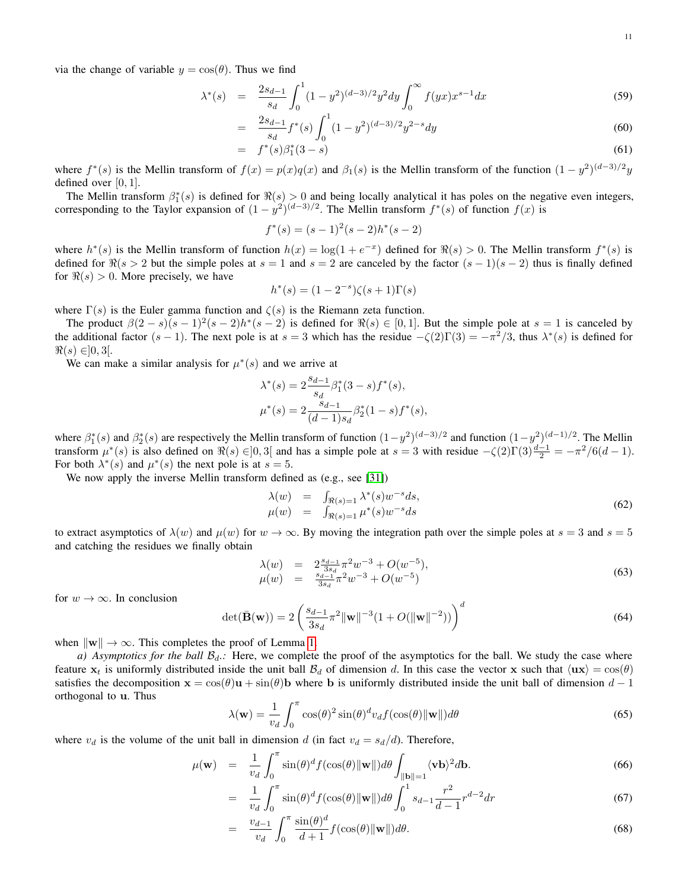via the change of variable $y = \cos(\theta)$. Thus we find

$$\lambda^*(s) = \frac{2s_{d-1}}{s_d}\int_0^1 (1-y^2)^{(d-3)/2}y^2 dy \int_0^\infty f(yx)x^{s-1}dx \tag{59}$$

$$= \frac{2s_{d-1}}{s_d} f^*(s)\int_0^1 (1-y^2)^{(d-3)/2}y^{2-s}dy \tag{60}$$

$$= f^*(s)\beta_1^*(3-s) \tag{61}$$

where $f^*(s)$ is the Mellin transform of $f(x) = p(x)q(x)$ and $\beta_1(s)$ is the Mellin transform of the function $(1-y^2)^{(d-3)/2}y$ defined over $[0,1]$.

The Mellin transform $\beta_1^*(s)$ is defined for $\Re(s) > 0$ and being locally analytical it has poles on the negative even integers, corresponding to the Taylor expansion of $(1-y^2)^{(d-3)/2}$. The Mellin transform $f^*(s)$ of function $f(x)$ is

$$f^*(s) = (s-1)^2(s-2)h^*(s-2)$$

where $h^*(s)$ is the Mellin transform of function $h(x) = \log(1+e^{-x})$ defined for $\Re(s) > 0$. The Mellin transform $f^*(s)$ is defined for $\Re(s > 2$ but the simple poles at $s=1$ and $s=2$ are canceled by the factor $(s-1)(s-2)$ thus is finally defined for $\Re(s) > 0$. More precisely, we have

$$h^*(s) = (1-2^{-s})\zeta(s+1)\Gamma(s)$$

where $\Gamma(s)$ is the Euler gamma function and $\zeta(s)$ is the Riemann zeta function.

The product $\beta(2-s)(s-1)^2(s-2)h^*(s-2)$ is defined for $\Re(s) \in [0,1]$. But the simple pole at $s=1$ is canceled by the additional factor $(s-1)$. The next pole is at $s=3$ which has the residue $-\zeta(2)\Gamma(3) = -\pi^2/3$, thus $\lambda^*(s)$ is defined for $\Re(s) \in ]0,3[$.

We can make a similar analysis for $\mu^*(s)$ and we arrive at

$$\lambda^*(s) = 2\frac{s_{d-1}}{s_d}\beta_1^*(3-s)f^*(s),$$
$$\mu^*(s) = 2\frac{s_{d-1}}{(d-1)s_d}\beta_2^*(1-s)f^*(s),$$

where $\beta_1^*(s)$ and $\beta_2^*(s)$ are respectively the Mellin transform of function $(1-y^2)^{(d-3)/2}$ and function $(1-y^2)^{(d-1)/2}$. The Mellin transform $\mu^*(s)$ is also defined on $\Re(s) \in ]0,3[$ and has a simple pole at $s=3$ with residue $-\zeta(2)\Gamma(3)\frac{d-1}{2} = -\pi^2/6(d-1)$. For both $\lambda^*(s)$ and $\mu^*(s)$ the next pole is at $s=5$.

We now apply the inverse Mellin transform defined as (e.g., see [31])

$$\begin{aligned} \lambda(w) &= \int_{\Re(s)=1} \lambda^*(s)w^{-s}ds, \\ \mu(w) &= \int_{\Re(s)=1} \mu^*(s)w^{-s}ds \end{aligned} \tag{62}$$

to extract asymptotics of $\lambda(w)$ and $\mu(w)$ for $w \to \infty$. By moving the integration path over the simple poles at $s=3$ and $s=5$ and catching the residues we finally obtain

$$\begin{aligned} \lambda(w) &= 2\frac{s_{d-1}}{3s_d}\pi^2 w^{-3} + O(w^{-5}), \\ \mu(w) &= \frac{s_{d-1}}{3s_d}\pi^2 w^{-3} + O(w^{-5}) \end{aligned} \tag{63}$$

for $w \to \infty$. In conclusion

$$\det(\bar{\mathbf{B}}(\mathbf{w})) = 2\left(\frac{s_{d-1}}{3s_d}\pi^2\|\mathbf{w}\|^{-3}(1+O(\|\mathbf{w}\|^{-2}))\right)^d \tag{64}$$

when $\|\mathbf{w}\| \to \infty$. This completes the proof of Lemma 1.

*a) Asymptotics for the ball $\mathcal{B}_d$.:* Here, we complete the proof of the asymptotics for the ball. We study the case where feature $\mathbf{x}_t$ is uniformly distributed inside the unit ball $\mathcal{B}_d$ of dimension $d$. In this case the vector $\mathbf{x}$ such that $\langle \mathbf{ux}\rangle = \cos(\theta)$ satisfies the decomposition $\mathbf{x} = \cos(\theta)\mathbf{u} + \sin(\theta)\mathbf{b}$ where $\mathbf{b}$ is uniformly distributed inside the unit ball of dimension $d-1$ orthogonal to $\mathbf{u}$. Thus

$$\lambda(\mathbf{w}) = \frac{1}{v_d}\int_0^\pi \cos(\theta)^2\sin(\theta)^d v_d f(\cos(\theta)\|\mathbf{w}\|)d\theta \tag{65}$$

where $v_d$ is the volume of the unit ball in dimension $d$ (in fact $v_d = s_d/d$). Therefore,

$$\mu(\mathbf{w}) = \frac{1}{v_d}\int_0^\pi \sin(\theta)^d f(\cos(\theta)\|\mathbf{w}\|)d\theta \int_{\|\mathbf{b}\|=1} \langle \mathbf{vb}\rangle^2 d\mathbf{b}. \tag{66}$$

$$= \frac{1}{v_d}\int_0^\pi \sin(\theta)^d f(\cos(\theta)\|\mathbf{w}\|)d\theta \int_0^1 s_{d-1}\frac{r^2}{d-1}r^{d-2}dr \tag{67}$$

$$= \frac{v_{d-1}}{v_d}\int_0^\pi \frac{\sin(\theta)^d}{d+1}f(\cos(\theta)\|\mathbf{w}\|)d\theta. \tag{68}$$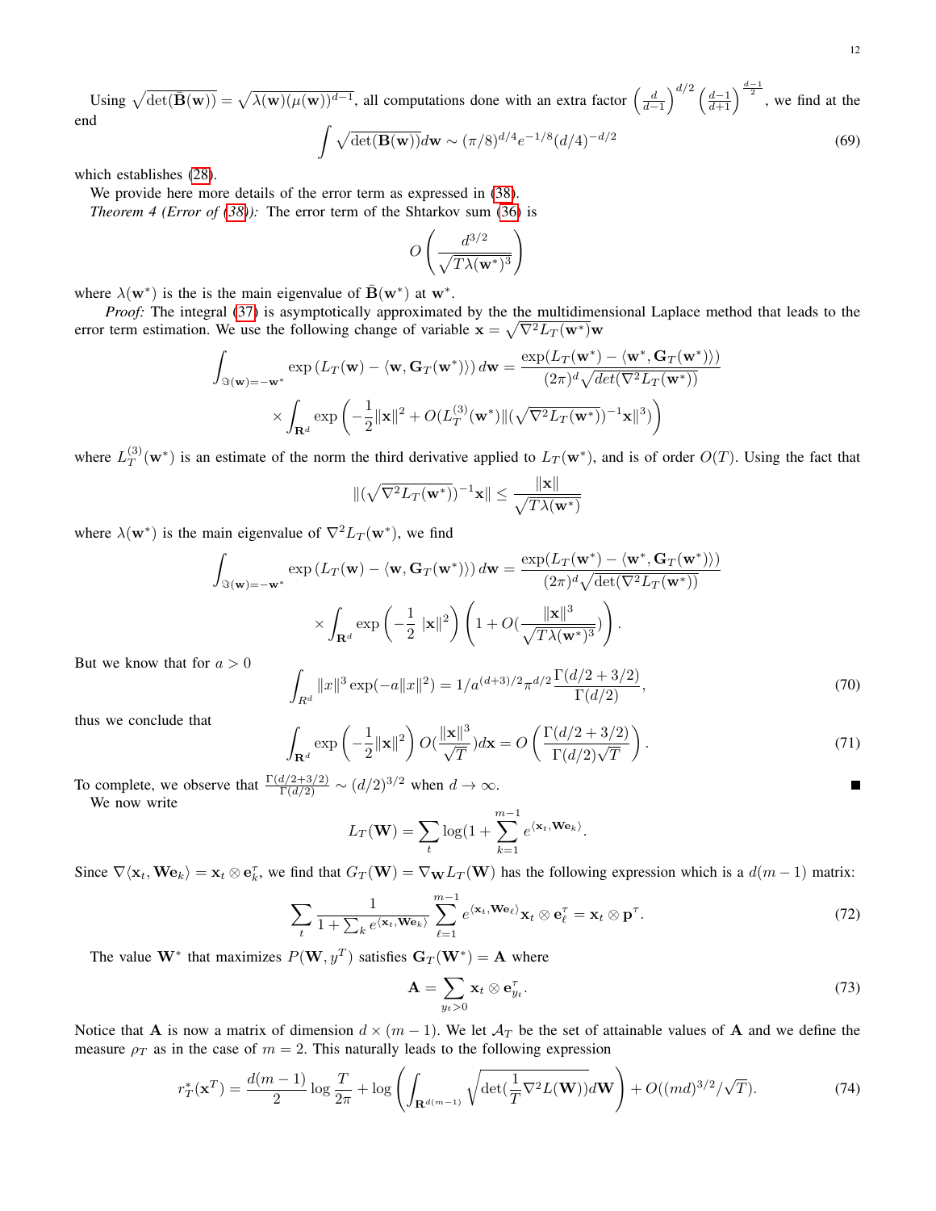Using $\sqrt{\det(\bar{\mathbf{B}}(\mathbf{w}))} = \sqrt{\lambda(\mathbf{w})(\mu(\mathbf{w}))^{d-1}}$, all computations done with an extra factor $\left(\frac{d}{d-1}\right)^{d/2}\left(\frac{d-1}{d+1}\right)^{\frac{d-1}{2}}$, we find at the end

$$\int \sqrt{\det(\mathbf{B}(\mathbf{w}))}d\mathbf{w} \sim (\pi/8)^{d/4}e^{-1/8}(d/4)^{-d/2} \tag{69}$$

which establishes (28).

We provide here more details of the error term as expressed in (38).

*Theorem 4 (Error of (38)):* The error term of the Shtarkov sum (36) is

$$O\left(\frac{d^{3/2}}{\sqrt{T\lambda(\mathbf{w}^*)^3}}\right)$$

where $\lambda(\mathbf{w}^*)$ is the is the main eigenvalue of $\bar{\mathbf{B}}(\mathbf{w}^*)$ at $\mathbf{w}^*$.

*Proof:* The integral (37) is asymptotically approximated by the the multidimensional Laplace method that leads to the error term estimation. We use the following change of variable $\mathbf{x} = \sqrt{\nabla^2 L_T(\mathbf{w}^*)}\mathbf{w}$

$$\int_{\Im(\mathbf{w})=-\mathbf{w}^*} \exp\left(L_T(\mathbf{w}) - \langle \mathbf{w}, \mathbf{G}_T(\mathbf{w}^*)\rangle\right) d\mathbf{w} = \frac{\exp(L_T(\mathbf{w}^*) - \langle \mathbf{w}^*, \mathbf{G}_T(\mathbf{w}^*)\rangle)}{(2\pi)^d\sqrt{det(\nabla^2 L_T(\mathbf{w}^*))}}$$
$$\times \int_{\mathbf{R}^d} \exp\left(-\frac{1}{2}\|\mathbf{x}\|^2 + O(L_T^{(3)}(\mathbf{w}^*)\|(\sqrt{\nabla^2 L_T(\mathbf{w}^*)})^{-1}\mathbf{x}\|^3)\right)$$

where $L_T^{(3)}(\mathbf{w}^*)$ is an estimate of the norm the third derivative applied to $L_T(\mathbf{w}^*)$, and is of order $O(T)$. Using the fact that

$$\|(\sqrt{\nabla^2 L_T(\mathbf{w}^*)})^{-1}\mathbf{x}\| \leq \frac{\|\mathbf{x}\|}{\sqrt{T\lambda(\mathbf{w}^*)}}$$

where $\lambda(\mathbf{w}^*)$ is the main eigenvalue of $\nabla^2 L_T(\mathbf{w}^*)$, we find

$$\int_{\Im(\mathbf{w})=-\mathbf{w}^*} \exp\left(L_T(\mathbf{w}) - \langle \mathbf{w}, \mathbf{G}_T(\mathbf{w}^*)\rangle\right) d\mathbf{w} = \frac{\exp(L_T(\mathbf{w}^*) - \langle \mathbf{w}^*, \mathbf{G}_T(\mathbf{w}^*)\rangle)}{(2\pi)^d\sqrt{\det(\nabla^2 L_T(\mathbf{w}^*))}}$$
$$\times \int_{\mathbf{R}^d} \exp\left(-\frac{1}{2}\,|\mathbf{x}|^2\right)\left(1 + O\left(\frac{\|\mathbf{x}\|^3}{\sqrt{T\lambda(\mathbf{w}^*)^3}}\right)\right).$$

But we know that for $a > 0$

$$\int_{R^d} \|x\|^3 \exp(-a\|x\|^2) = 1/a^{(d+3)/2}\pi^{d/2}\frac{\Gamma(d/2+3/2)}{\Gamma(d/2)}, \tag{70}$$

thus we conclude that

$$\int_{\mathbf{R}^d} \exp\left(-\frac{1}{2}\|\mathbf{x}\|^2\right) O\left(\frac{\|\mathbf{x}\|^3}{\sqrt{T}}\right)d\mathbf{x} = O\left(\frac{\Gamma(d/2+3/2)}{\Gamma(d/2)\sqrt{T}}\right). \tag{71}$$

To complete, we observe that $\frac{\Gamma(d/2+3/2)}{\Gamma(d/2)} \sim (d/2)^{3/2}$ when $d \to \infty$. ∎

We now write

$$L_T(\mathbf{W}) = \sum_t \log(1 + \sum_{k=1}^{m-1} e^{\langle \mathbf{x}_t, \mathbf{W}\mathbf{e}_k\rangle}.$$

Since $\nabla\langle \mathbf{x}_t, \mathbf{W}\mathbf{e}_k\rangle = \mathbf{x}_t \otimes \mathbf{e}_k^\tau$, we find that $G_T(\mathbf{W}) = \nabla_\mathbf{W} L_T(\mathbf{W})$ has the following expression which is a $d(m-1)$ matrix:

$$\sum_t \frac{1}{1 + \sum_k e^{\langle \mathbf{x}_t, \mathbf{W}\mathbf{e}_k\rangle}} \sum_{\ell=1}^{m-1} e^{\langle \mathbf{x}_t, \mathbf{W}\mathbf{e}_\ell\rangle}\mathbf{x}_t \otimes \mathbf{e}_\ell^\tau = \mathbf{x}_t \otimes \mathbf{p}^\tau. \tag{72}$$

The value $\mathbf{W}^*$ that maximizes $P(\mathbf{W}, y^T)$ satisfies $\mathbf{G}_T(\mathbf{W}^*) = \mathbf{A}$ where

$$\mathbf{A} = \sum_{y_t > 0} \mathbf{x}_t \otimes \mathbf{e}_{y_t}^\tau. \tag{73}$$

Notice that $\mathbf{A}$ is now a matrix of dimension $d \times (m-1)$. We let $\mathcal{A}_T$ be the set of attainable values of $\mathbf{A}$ and we define the measure $\rho_T$ as in the case of $m = 2$. This naturally leads to the following expression

$$r_T^*(\mathbf{x}^T) = \frac{d(m-1)}{2}\log\frac{T}{2\pi} + \log\left(\int_{\mathbf{R}^{d(m-1)}} \sqrt{\det(\frac{1}{T}\nabla^2 L(\mathbf{W}))}d\mathbf{W}\right) + O((md)^{3/2}/\sqrt{T}). \tag{74}$$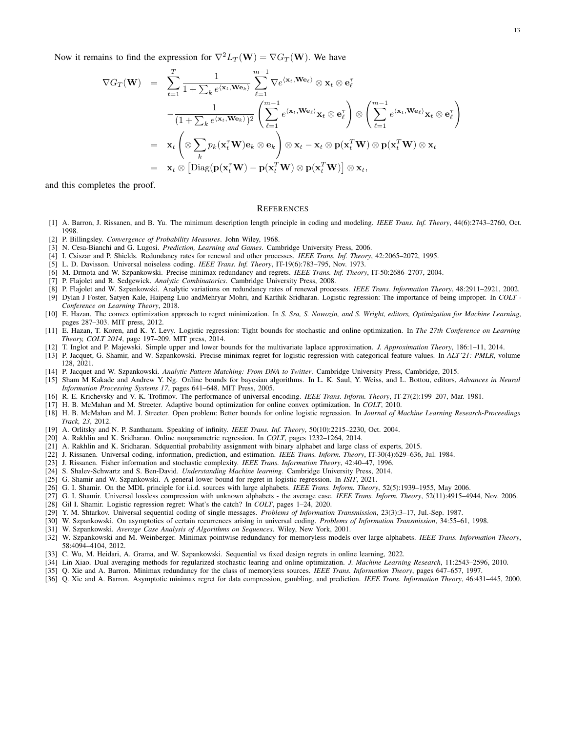Now it remains to find the expression for $\nabla^2 L_T(\mathbf{W}) = \nabla G_T(\mathbf{W})$. We have

$$
\begin{aligned}
\nabla G_T(\mathbf{W}) &= \sum_{t=1}^{T} \frac{1}{1+\sum_k e^{\langle \mathbf{x}_t, \mathbf{W}\mathbf{e}_k\rangle}} \sum_{\ell=1}^{m-1} \nabla e^{\langle \mathbf{x}_t, \mathbf{W}\mathbf{e}_\ell\rangle} \otimes \mathbf{x}_t \otimes \mathbf{e}_\ell^\tau \\
&\quad - \frac{1}{(1+\sum_k e^{\langle \mathbf{x}_t, \mathbf{W}\mathbf{e}_k\rangle})^2} \left( \sum_{\ell=1}^{m-1} e^{\langle \mathbf{x}_t, \mathbf{W}\mathbf{e}_\ell\rangle} \mathbf{x}_t \otimes \mathbf{e}_\ell^\tau \right) \otimes \left( \sum_{\ell=1}^{m-1} e^{\langle \mathbf{x}_t, \mathbf{W}\mathbf{e}_\ell\rangle} \mathbf{x}_t \otimes \mathbf{e}_\ell^\tau \right) \\
&= \mathbf{x}_t \left( \otimes \sum_k p_k(\mathbf{x}_t^\tau \mathbf{W}) \mathbf{e}_k \otimes \mathbf{e}_k \right) \otimes \mathbf{x}_t - \mathbf{x}_t \otimes \mathbf{p}(\mathbf{x}_t^T \mathbf{W}) \otimes \mathbf{p}(\mathbf{x}_t^T \mathbf{W}) \otimes \mathbf{x}_t \\
&= \mathbf{x}_t \otimes \left[ \mathrm{Diag}(\mathbf{p}(\mathbf{x}_t^\tau \mathbf{W}) - \mathbf{p}(\mathbf{x}_t^T \mathbf{W}) \otimes \mathbf{p}(\mathbf{x}_t^T \mathbf{W}) \right] \otimes \mathbf{x}_t,
\end{aligned}
$$

and this completes the proof.

## References

[1] A. Barron, J. Rissanen, and B. Yu. The minimum description length principle in coding and modeling. *IEEE Trans. Inf. Theory*, 44(6):2743–2760, Oct. 1998.

[2] P. Billingsley. *Convergence of Probability Measures*. John Wiley, 1968.

[3] N. Cesa-Bianchi and G. Lugosi. *Prediction, Learning and Games*. Cambridge University Press, 2006.

[4] I. Csiszar and P. Shields. Redundancy rates for renewal and other processes. *IEEE Trans. Inf. Theory*, 42:2065–2072, 1995.

[5] L. D. Davisson. Universal noiseless coding. *IEEE Trans. Inf. Theory*, IT-19(6):783–795, Nov. 1973.

[6] M. Drmota and W. Szpankowski. Precise minimax redundancy and regrets. *IEEE Trans. Inf. Theory*, IT-50:2686–2707, 2004.

[7] P. Flajolet and R. Sedgewick. *Analytic Combinatorics*. Cambridge University Press, 2008.

[8] P. Flajolet and W. Szpankowski. Analytic variations on redundancy rates of renewal processes. *IEEE Trans. Information Theory*, 48:2911–2921, 2002.

[9] Dylan J Foster, Satyen Kale, Haipeng Luo andMehryar Mohri, and Karthik Sridharan. Logistic regression: The importance of being improper. In *COLT - Conference on Learning Theory*, 2018.

[10] E. Hazan. The convex optimization approach to regret minimization. In *S. Sra, S. Nowozin, and S. Wright, editors, Optimization for Machine Learning*, pages 287–303. MIT press, 2012.

[11] E. Hazan, T. Koren, and K. Y. Levy. Logistic regression: Tight bounds for stochastic and online optimization. In *The 27th Conference on Learning Theory, COLT 2014*, page 197–209. MIT press, 2014.

[12] T. Inglot and P. Majewski. Simple upper and lower bounds for the multivariate laplace approximation. *J. Approximation Theory*, 186:1–11, 2014.

[13] P. Jacquet, G. Shamir, and W. Szpankowski. Precise minimax regret for logistic regression with categorical feature values. In *ALT'21: PMLR*, volume 128, 2021.

[14] P. Jacquet and W. Szpankowski. *Analytic Pattern Matching: From DNA to Twitter*. Cambridge University Press, Cambridge, 2015.

[15] Sham M Kakade and Andrew Y. Ng. Online bounds for bayesian algorithms. In L. K. Saul, Y. Weiss, and L. Bottou, editors, *Advances in Neural Information Processing Systems 17*, pages 641–648. MIT Press, 2005.

[16] R. E. Krichevsky and V. K. Trofimov. The performance of universal encoding. *IEEE Trans. Inform. Theory*, IT-27(2):199–207, Mar. 1981.

[17] H. B. McMahan and M. Streeter. Adaptive bound optimization for online convex optimization. In *COLT*, 2010.

[18] H. B. McMahan and M. J. Streeter. Open problem: Better bounds for online logistic regression. In *Journal of Machine Learning Research-Proceedings Track, 23*, 2012.

[19] A. Orlitsky and N. P. Santhanam. Speaking of infinity. *IEEE Trans. Inf. Theory*, 50(10):2215–2230, Oct. 2004.

[20] A. Rakhlin and K. Sridharan. Online nonparametric regression. In *COLT*, pages 1232–1264, 2014.

[21] A. Rakhlin and K. Sridharan. Sdquential probability assignment with binary alphabet and large class of experts, 2015.

[22] J. Rissanen. Universal coding, information, prediction, and estimation. *IEEE Trans. Inform. Theory*, IT-30(4):629–636, Jul. 1984.

[23] J. Rissanen. Fisher information and stochastic complexity. *IEEE Trans. Information Theory*, 42:40–47, 1996.

[24] S. Shalev-Schwartz and S. Ben-David. *Understanding Machine learning*. Cambridge University Press, 2014.

[25] G. Shamir and W. Szpankowski. A general lower bound for regret in logistic regression. In *ISIT*, 2021.

[26] G. I. Shamir. On the MDL principle for i.i.d. sources with large alphabets. *IEEE Trans. Inform. Theory*, 52(5):1939–1955, May 2006.

[27] G. I. Shamir. Universal lossless compression with unknown alphabets - the average case. *IEEE Trans. Inform. Theory*, 52(11):4915–4944, Nov. 2006.

[28] Gil I. Shamir. Logistic regression regret: What's the catch? In *COLT*, pages 1–24, 2020.

[29] Y. M. Shtarkov. Universal sequential coding of single messages. *Problems of Information Transmission*, 23(3):3–17, Jul.-Sep. 1987.

[30] W. Szpankowski. On asymptotics of certain recurrences arising in universal coding. *Problems of Information Transmission*, 34:55–61, 1998.

[31] W. Szpankowski. *Average Case Analysis of Algorithms on Sequences*. Wiley, New York, 2001.

[32] W. Szpankowski and M. Weinberger. Minimax pointwise redundancy for memoryless models over large alphabets. *IEEE Trans. Information Theory*, 58:4094–4104, 2012.

[33] C. Wu, M. Heidari, A. Grama, and W. Szpankowski. Sequential vs fixed design regrets in online learning, 2022.

[34] Lin Xiao. Dual averaging methods for regularized stochastic learing and online optimization. *J. Machine Learning Research*, 11:2543–2596, 2010.

[35] Q. Xie and A. Barron. Minimax redundancy for the class of memoryless sources. *IEEE Trans. Information Theory*, pages 647–657, 1997.

[36] Q. Xie and A. Barron. Asymptotic minimax regret for data compression, gambling, and prediction. *IEEE Trans. Information Theory*, 46:431–445, 2000.